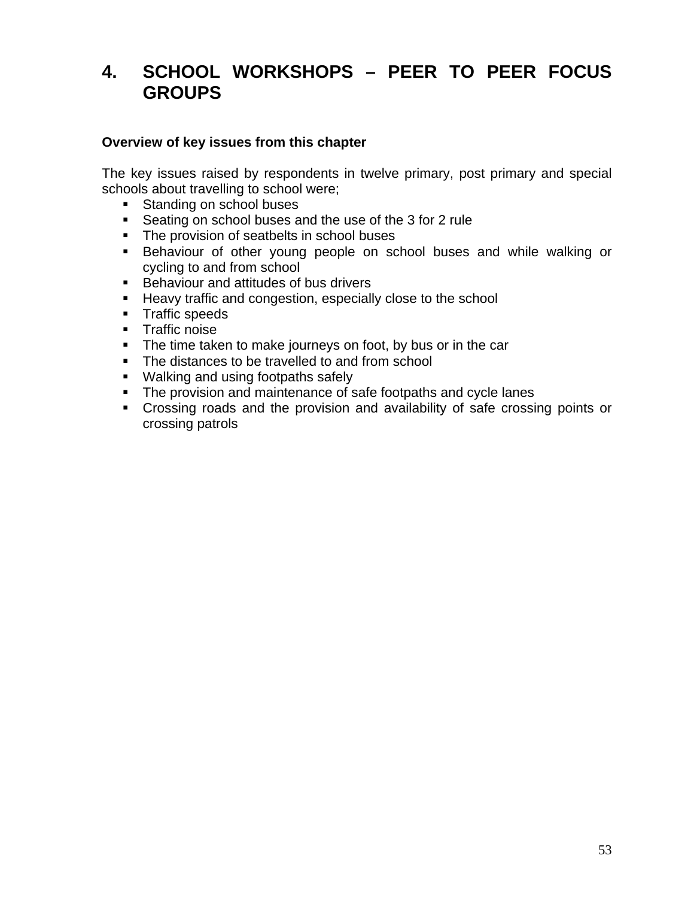# 4. SCHOOL WORKSHOPS – PEER TO PEER FOCUS GROUPS

**Overview of key issues from this chapter**

The key issues raised by respondents in twelve primary, post primary and special schools about travelling to school were;

- Standing on school buses
- Seating on school buses and the use of the 3 for 2 rule
- The provision of seatbelts in school buses
- Behaviour of other young people on school buses and while walking or cycling to and from school
- Behaviour and attitudes of bus drivers
- Heavy traffic and congestion, especially close to the school
- Traffic speeds
- Traffic noise
- The time taken to make journeys on foot, by bus or in the car
- The distances to be travelled to and from school
- Walking and using footpaths safely
- The provision and maintenance of safe footpaths and cycle lanes
- Crossing roads and the provision and availability of safe crossing points or crossing patrols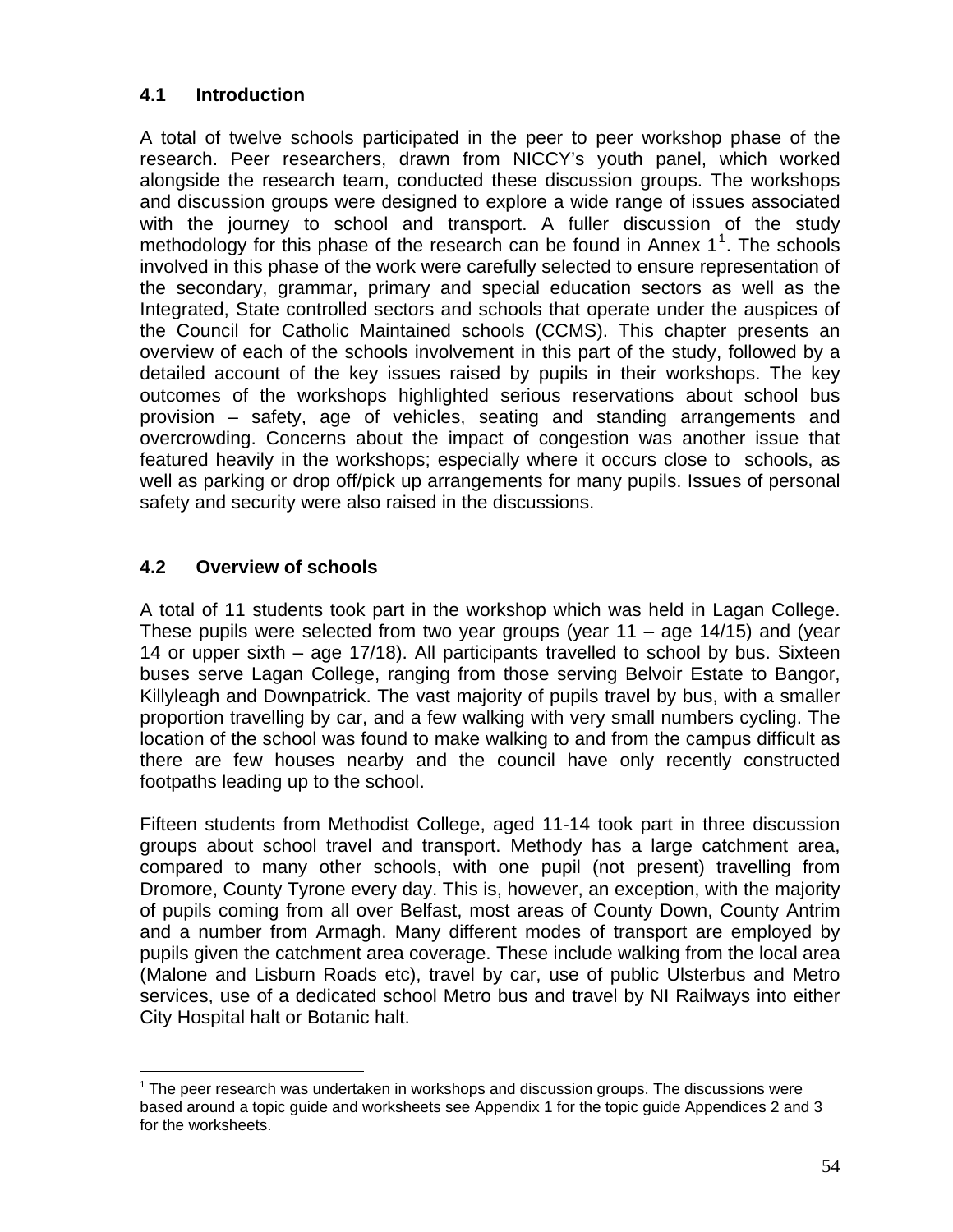### 4.1 Introduction

A total of twelve schools participated in the peer to peer workshop phase of the research. Peer researchers, drawn from NICCY's youth panel, which worked alongside the research team, conducted these discussion groups. The workshops and discussion groups were designed to explore a wide range of issues associated with the journey to school and transport. A fuller discussion of the study methodology for this phase of the research can be found in Annex 1[1]. The schools involved in this phase of the work were carefully selected to ensure representation of the secondary, grammar, primary and special education sectors as well as the Integrated, State controlled sectors and schools that operate under the auspices of the Council for Catholic Maintained schools (CCMS). This chapter presents an overview of each of the schools involvement in this part of the study, followed by a detailed account of the key issues raised by pupils in their workshops. The key outcomes of the workshops highlighted serious reservations about school bus provision – safety, age of vehicles, seating and standing arrangements and overcrowding. Concerns about the impact of congestion was another issue that featured heavily in the workshops; especially where it occurs close to schools, as well as parking or drop off/pick up arrangements for many pupils. Issues of personal safety and security were also raised in the discussions.

### 4.2 Overview of schools

A total of 11 students took part in the workshop which was held in Lagan College. These pupils were selected from two year groups (year 11 – age 14/15) and (year 14 or upper sixth – age 17/18). All participants travelled to school by bus. Sixteen buses serve Lagan College, ranging from those serving Belvoir Estate to Bangor, Killyleagh and Downpatrick. The vast majority of pupils travel by bus, with a smaller proportion travelling by car, and a few walking with very small numbers cycling. The location of the school was found to make walking to and from the campus difficult as there are few houses nearby and the council have only recently constructed footpaths leading up to the school.

Fifteen students from Methodist College, aged 11-14 took part in three discussion groups about school travel and transport. Methody has a large catchment area, compared to many other schools, with one pupil (not present) travelling from Dromore, County Tyrone every day. This is, however, an exception, with the majority of pupils coming from all over Belfast, most areas of County Down, County Antrim and a number from Armagh. Many different modes of transport are employed by pupils given the catchment area coverage. These include walking from the local area (Malone and Lisburn Roads etc), travel by car, use of public Ulsterbus and Metro services, use of a dedicated school Metro bus and travel by NI Railways into either City Hospital halt or Botanic halt.

[1] The peer research was undertaken in workshops and discussion groups. The discussions were based around a topic guide and worksheets see Appendix 1 for the topic guide Appendices 2 and 3 for the worksheets.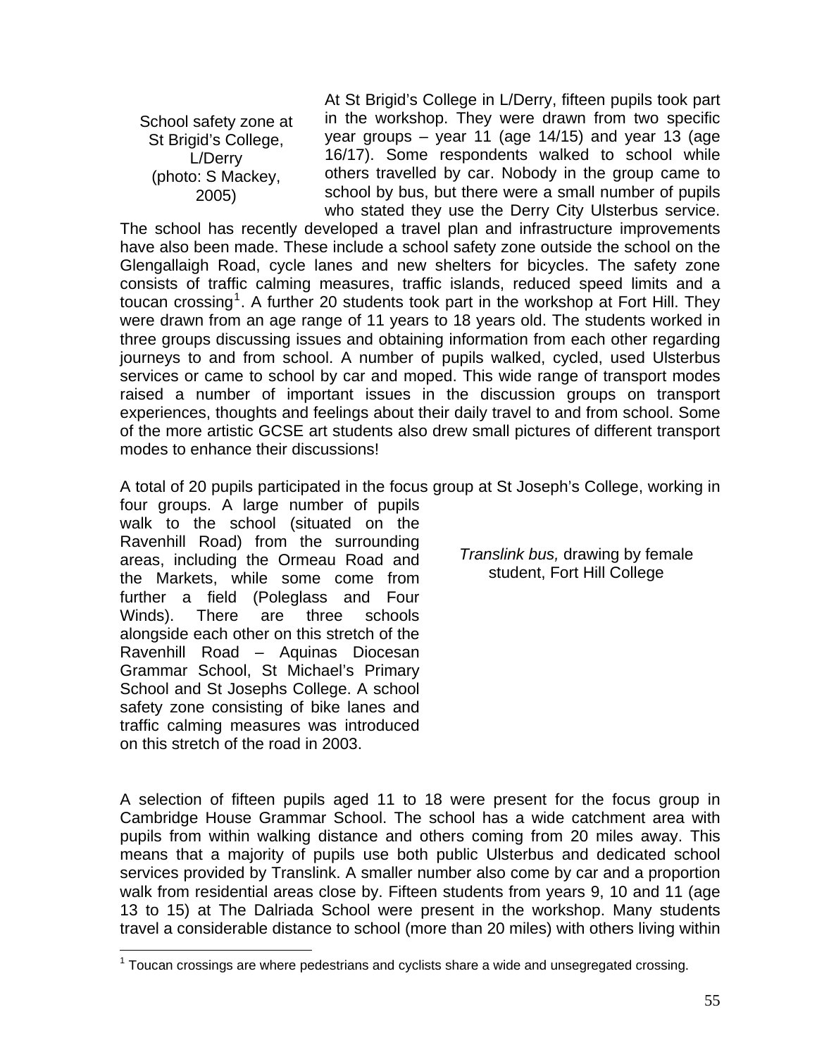School safety zone at St Brigid's College, L/Derry (photo: S Mackey, 2005)

At St Brigid's College in L/Derry, fifteen pupils took part in the workshop. They were drawn from two specific year groups – year 11 (age 14/15) and year 13 (age 16/17). Some respondents walked to school while others travelled by car. Nobody in the group came to school by bus, but there were a small number of pupils who stated they use the Derry City Ulsterbus service. The school has recently developed a travel plan and infrastructure improvements have also been made. These include a school safety zone outside the school on the Glengallaigh Road, cycle lanes and new shelters for bicycles. The safety zone consists of traffic calming measures, traffic islands, reduced speed limits and a toucan crossing[1]. A further 20 students took part in the workshop at Fort Hill. They were drawn from an age range of 11 years to 18 years old. The students worked in three groups discussing issues and obtaining information from each other regarding journeys to and from school. A number of pupils walked, cycled, used Ulsterbus services or came to school by car and moped. This wide range of transport modes raised a number of important issues in the discussion groups on transport experiences, thoughts and feelings about their daily travel to and from school. Some of the more artistic GCSE art students also drew small pictures of different transport modes to enhance their discussions!

A total of 20 pupils participated in the focus group at St Joseph's College, working in four groups. A large number of pupils walk to the school (situated on the Ravenhill Road) from the surrounding areas, including the Ormeau Road and the Markets, while some come from further a field (Poleglass and Four Winds). There are three schools alongside each other on this stretch of the Ravenhill Road – Aquinas Diocesan Grammar School, St Michael's Primary School and St Josephs College. A school safety zone consisting of bike lanes and traffic calming measures was introduced on this stretch of the road in 2003.

*Translink bus,* drawing by female student, Fort Hill College

A selection of fifteen pupils aged 11 to 18 were present for the focus group in Cambridge House Grammar School. The school has a wide catchment area with pupils from within walking distance and others coming from 20 miles away. This means that a majority of pupils use both public Ulsterbus and dedicated school services provided by Translink. A smaller number also come by car and a proportion walk from residential areas close by. Fifteen students from years 9, 10 and 11 (age 13 to 15) at The Dalriada School were present in the workshop. Many students travel a considerable distance to school (more than 20 miles) with others living within

[1] Toucan crossings are where pedestrians and cyclists share a wide and unsegregated crossing.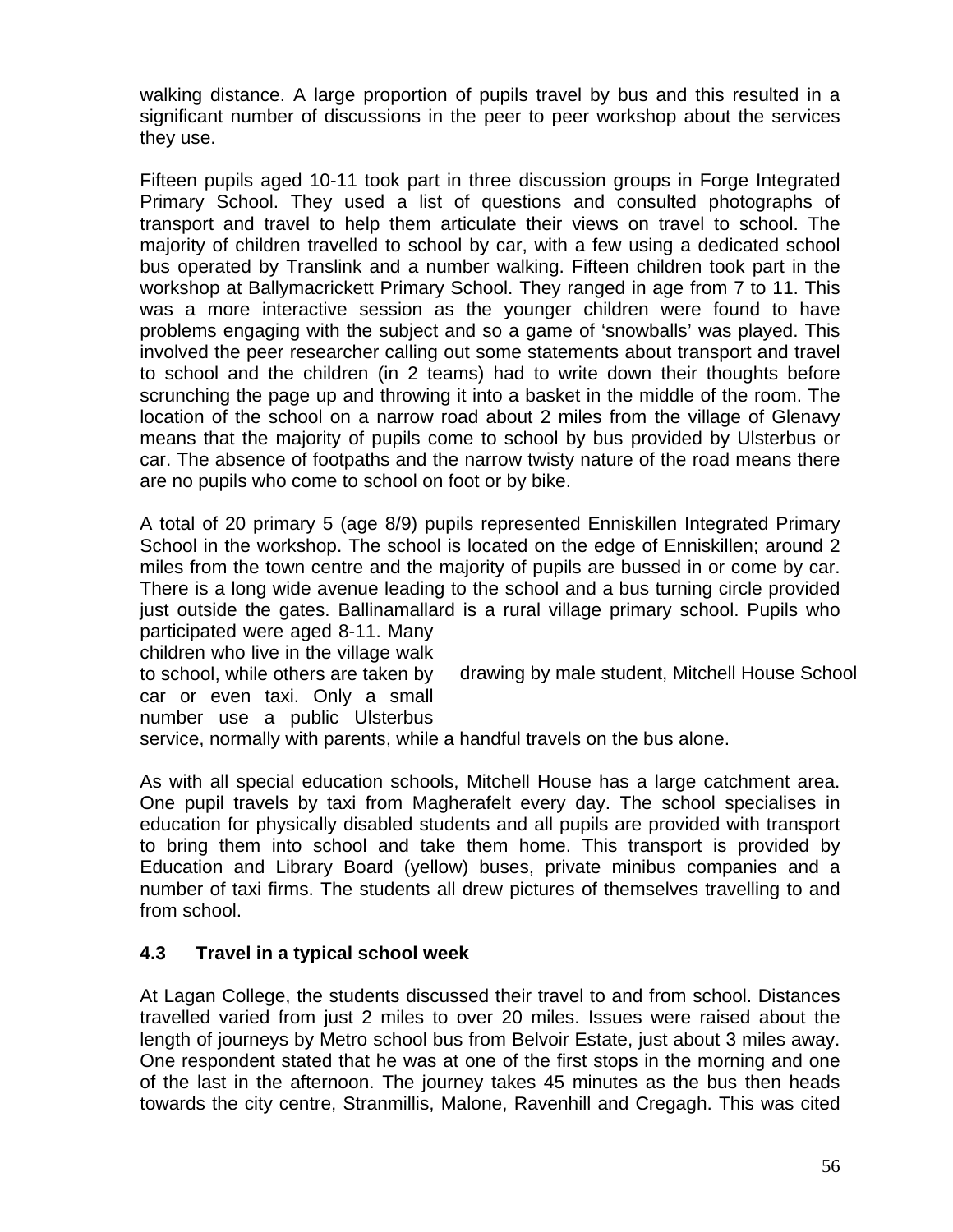walking distance. A large proportion of pupils travel by bus and this resulted in a significant number of discussions in the peer to peer workshop about the services they use.

Fifteen pupils aged 10-11 took part in three discussion groups in Forge Integrated Primary School. They used a list of questions and consulted photographs of transport and travel to help them articulate their views on travel to school. The majority of children travelled to school by car, with a few using a dedicated school bus operated by Translink and a number walking. Fifteen children took part in the workshop at Ballymacrickett Primary School. They ranged in age from 7 to 11. This was a more interactive session as the younger children were found to have problems engaging with the subject and so a game of 'snowballs' was played. This involved the peer researcher calling out some statements about transport and travel to school and the children (in 2 teams) had to write down their thoughts before scrunching the page up and throwing it into a basket in the middle of the room. The location of the school on a narrow road about 2 miles from the village of Glenavy means that the majority of pupils come to school by bus provided by Ulsterbus or car. The absence of footpaths and the narrow twisty nature of the road means there are no pupils who come to school on foot or by bike.

A total of 20 primary 5 (age 8/9) pupils represented Enniskillen Integrated Primary School in the workshop. The school is located on the edge of Enniskillen; around 2 miles from the town centre and the majority of pupils are bussed in or come by car. There is a long wide avenue leading to the school and a bus turning circle provided just outside the gates. Ballinamallard is a rural village primary school. Pupils who participated were aged 8-11. Many children who live in the village walk to school, while others are taken by car or even taxi. Only a small number use a public Ulsterbus service, normally with parents, while a handful travels on the bus alone.

drawing by male student, Mitchell House School

As with all special education schools, Mitchell House has a large catchment area. One pupil travels by taxi from Magherafelt every day. The school specialises in education for physically disabled students and all pupils are provided with transport to bring them into school and take them home. This transport is provided by Education and Library Board (yellow) buses, private minibus companies and a number of taxi firms. The students all drew pictures of themselves travelling to and from school.

### 4.3 Travel in a typical school week

At Lagan College, the students discussed their travel to and from school. Distances travelled varied from just 2 miles to over 20 miles. Issues were raised about the length of journeys by Metro school bus from Belvoir Estate, just about 3 miles away. One respondent stated that he was at one of the first stops in the morning and one of the last in the afternoon. The journey takes 45 minutes as the bus then heads towards the city centre, Stranmillis, Malone, Ravenhill and Cregagh. This was cited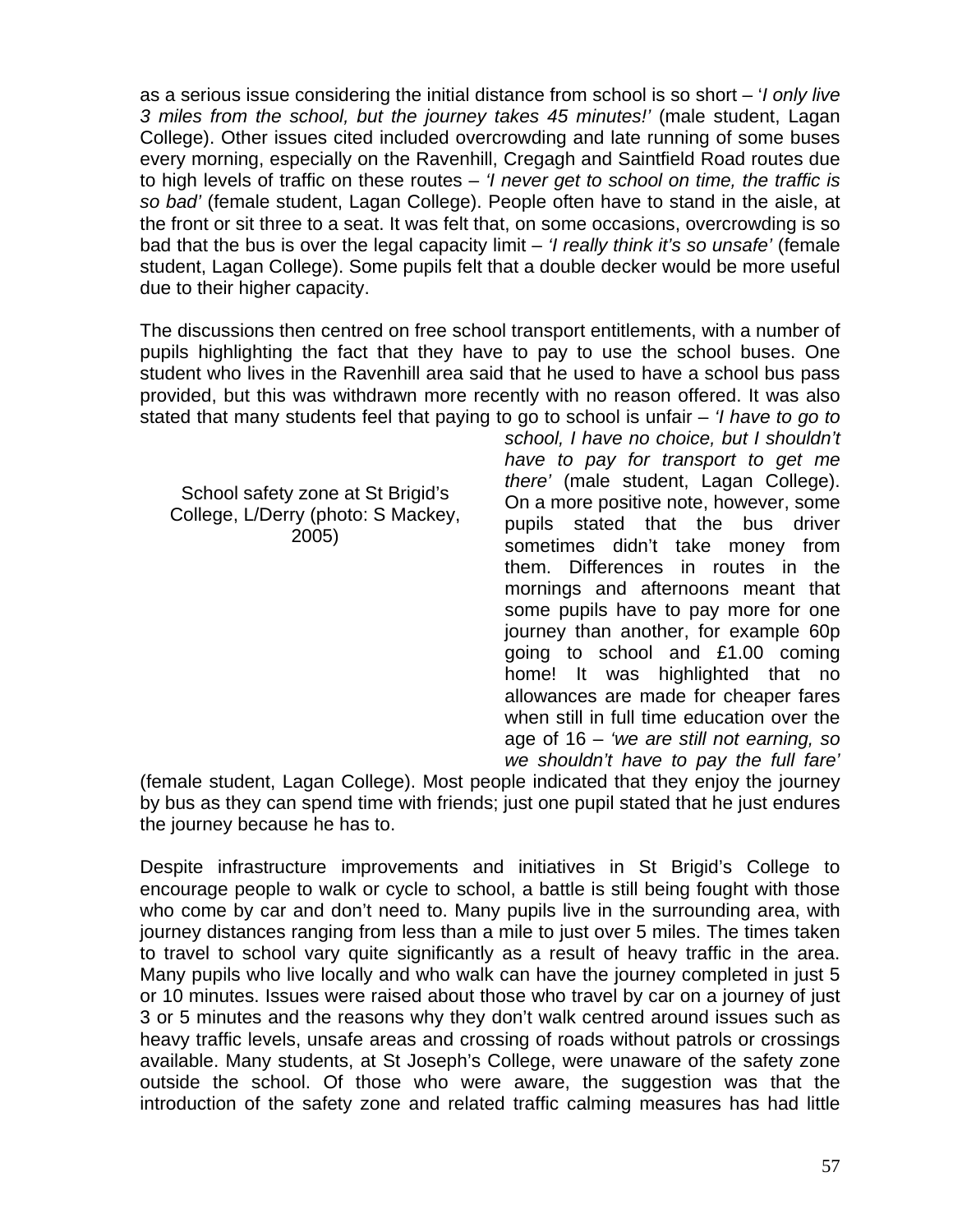as a serious issue considering the initial distance from school is so short – '*I only live 3 miles from the school, but the journey takes 45 minutes!*' (male student, Lagan College). Other issues cited included overcrowding and late running of some buses every morning, especially on the Ravenhill, Cregagh and Saintfield Road routes due to high levels of traffic on these routes – *'I never get to school on time, the traffic is so bad'* (female student, Lagan College). People often have to stand in the aisle, at the front or sit three to a seat. It was felt that, on some occasions, overcrowding is so bad that the bus is over the legal capacity limit – *'I really think it's so unsafe'* (female student, Lagan College). Some pupils felt that a double decker would be more useful due to their higher capacity.

The discussions then centred on free school transport entitlements, with a number of pupils highlighting the fact that they have to pay to use the school buses. One student who lives in the Ravenhill area said that he used to have a school bus pass provided, but this was withdrawn more recently with no reason offered. It was also stated that many students feel that paying to go to school is unfair – *'I have to go to school, I have no choice, but I shouldn't have to pay for transport to get me there'* (male student, Lagan College). On a more positive note, however, some pupils stated that the bus driver sometimes didn't take money from them. Differences in routes in the mornings and afternoons meant that some pupils have to pay more for one journey than another, for example 60p going to school and £1.00 coming home! It was highlighted that no allowances are made for cheaper fares when still in full time education over the age of 16 – *'we are still not earning, so we shouldn't have to pay the full fare'* (female student, Lagan College). Most people indicated that they enjoy the journey by bus as they can spend time with friends; just one pupil stated that he just endures the journey because he has to.

School safety zone at St Brigid's College, L/Derry (photo: S Mackey, 2005)

Despite infrastructure improvements and initiatives in St Brigid's College to encourage people to walk or cycle to school, a battle is still being fought with those who come by car and don't need to. Many pupils live in the surrounding area, with journey distances ranging from less than a mile to just over 5 miles. The times taken to travel to school vary quite significantly as a result of heavy traffic in the area. Many pupils who live locally and who walk can have the journey completed in just 5 or 10 minutes. Issues were raised about those who travel by car on a journey of just 3 or 5 minutes and the reasons why they don't walk centred around issues such as heavy traffic levels, unsafe areas and crossing of roads without patrols or crossings available. Many students, at St Joseph's College, were unaware of the safety zone outside the school. Of those who were aware, the suggestion was that the introduction of the safety zone and related traffic calming measures has had little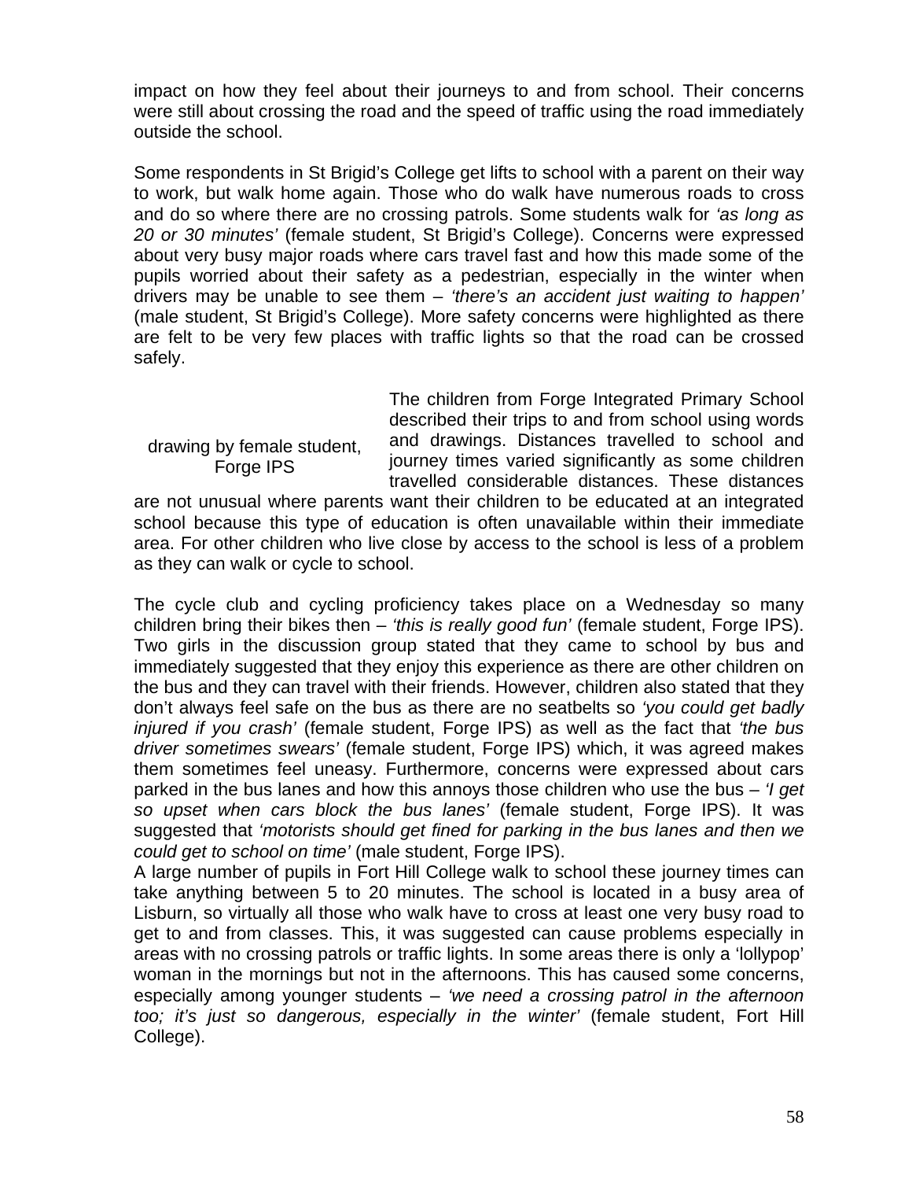impact on how they feel about their journeys to and from school. Their concerns were still about crossing the road and the speed of traffic using the road immediately outside the school.

Some respondents in St Brigid's College get lifts to school with a parent on their way to work, but walk home again. Those who do walk have numerous roads to cross and do so where there are no crossing patrols. Some students walk for *'as long as 20 or 30 minutes'* (female student, St Brigid's College). Concerns were expressed about very busy major roads where cars travel fast and how this made some of the pupils worried about their safety as a pedestrian, especially in the winter when drivers may be unable to see them – *'there's an accident just waiting to happen'* (male student, St Brigid's College). More safety concerns were highlighted as there are felt to be very few places with traffic lights so that the road can be crossed safely.

drawing by female student, Forge IPS

The children from Forge Integrated Primary School described their trips to and from school using words and drawings. Distances travelled to school and journey times varied significantly as some children travelled considerable distances. These distances are not unusual where parents want their children to be educated at an integrated school because this type of education is often unavailable within their immediate area. For other children who live close by access to the school is less of a problem as they can walk or cycle to school.

The cycle club and cycling proficiency takes place on a Wednesday so many children bring their bikes then – *'this is really good fun'* (female student, Forge IPS). Two girls in the discussion group stated that they came to school by bus and immediately suggested that they enjoy this experience as there are other children on the bus and they can travel with their friends. However, children also stated that they don't always feel safe on the bus as there are no seatbelts so *'you could get badly injured if you crash'* (female student, Forge IPS) as well as the fact that *'the bus driver sometimes swears'* (female student, Forge IPS) which, it was agreed makes them sometimes feel uneasy. Furthermore, concerns were expressed about cars parked in the bus lanes and how this annoys those children who use the bus – *'I get so upset when cars block the bus lanes'* (female student, Forge IPS). It was suggested that *'motorists should get fined for parking in the bus lanes and then we could get to school on time'* (male student, Forge IPS).

A large number of pupils in Fort Hill College walk to school these journey times can take anything between 5 to 20 minutes. The school is located in a busy area of Lisburn, so virtually all those who walk have to cross at least one very busy road to get to and from classes. This, it was suggested can cause problems especially in areas with no crossing patrols or traffic lights. In some areas there is only a 'lollypop' woman in the mornings but not in the afternoons. This has caused some concerns, especially among younger students – *'we need a crossing patrol in the afternoon too; it's just so dangerous, especially in the winter'* (female student, Fort Hill College).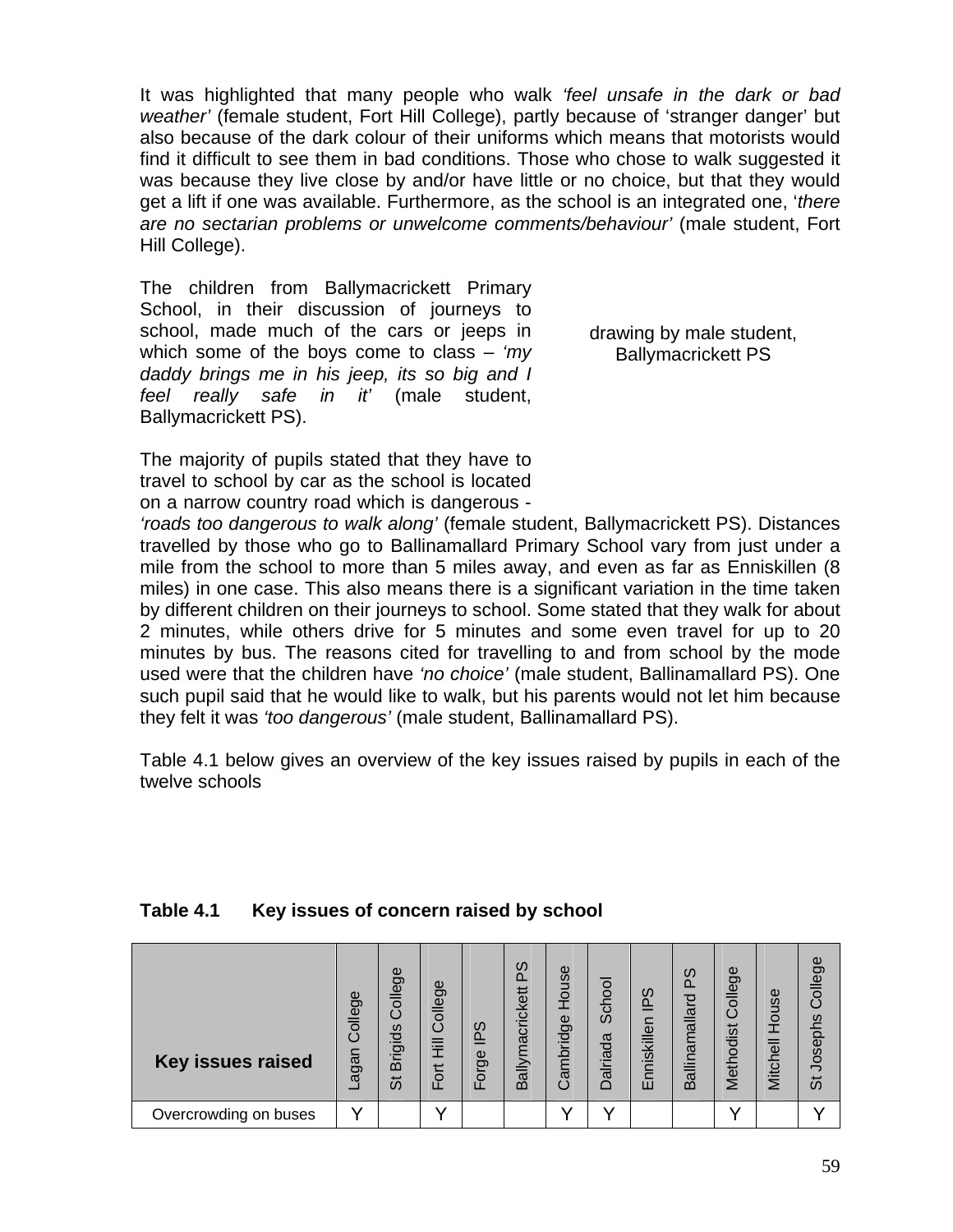It was highlighted that many people who walk *'feel unsafe in the dark or bad weather'* (female student, Fort Hill College), partly because of 'stranger danger' but also because of the dark colour of their uniforms which means that motorists would find it difficult to see them in bad conditions. Those who chose to walk suggested it was because they live close by and/or have little or no choice, but that they would get a lift if one was available. Furthermore, as the school is an integrated one, '*there are no sectarian problems or unwelcome comments/behaviour'* (male student, Fort Hill College).

The children from Ballymacrickett Primary School, in their discussion of journeys to school, made much of the cars or jeeps in which some of the boys come to class – *'my daddy brings me in his jeep, its so big and I feel really safe in it'* (male student, Ballymacrickett PS).

drawing by male student, Ballymacrickett PS

The majority of pupils stated that they have to travel to school by car as the school is located on a narrow country road which is dangerous - *'roads too dangerous to walk along'* (female student, Ballymacrickett PS). Distances travelled by those who go to Ballinamallard Primary School vary from just under a mile from the school to more than 5 miles away, and even as far as Enniskillen (8 miles) in one case. This also means there is a significant variation in the time taken by different children on their journeys to school. Some stated that they walk for about 2 minutes, while others drive for 5 minutes and some even travel for up to 20 minutes by bus. The reasons cited for travelling to and from school by the mode used were that the children have *'no choice'* (male student, Ballinamallard PS). One such pupil said that he would like to walk, but his parents would not let him because they felt it was *'too dangerous'* (male student, Ballinamallard PS).

Table 4.1 below gives an overview of the key issues raised by pupils in each of the twelve schools

**Table 4.1 Key issues of concern raised by school**

| Key issues raised | Lagan College | St Brigids College | Fort Hill College | Forge IPS | Ballymacrickett PS | Cambridge House | Dalriada School | Enniskillen IPS | Ballinamallard PS | Methodist College | Mitchell House | St Josephs College |
|---|---|---|---|---|---|---|---|---|---|---|---|---|
| Overcrowding on buses | Y | | Y | | | Y | Y | | | Y | | Y |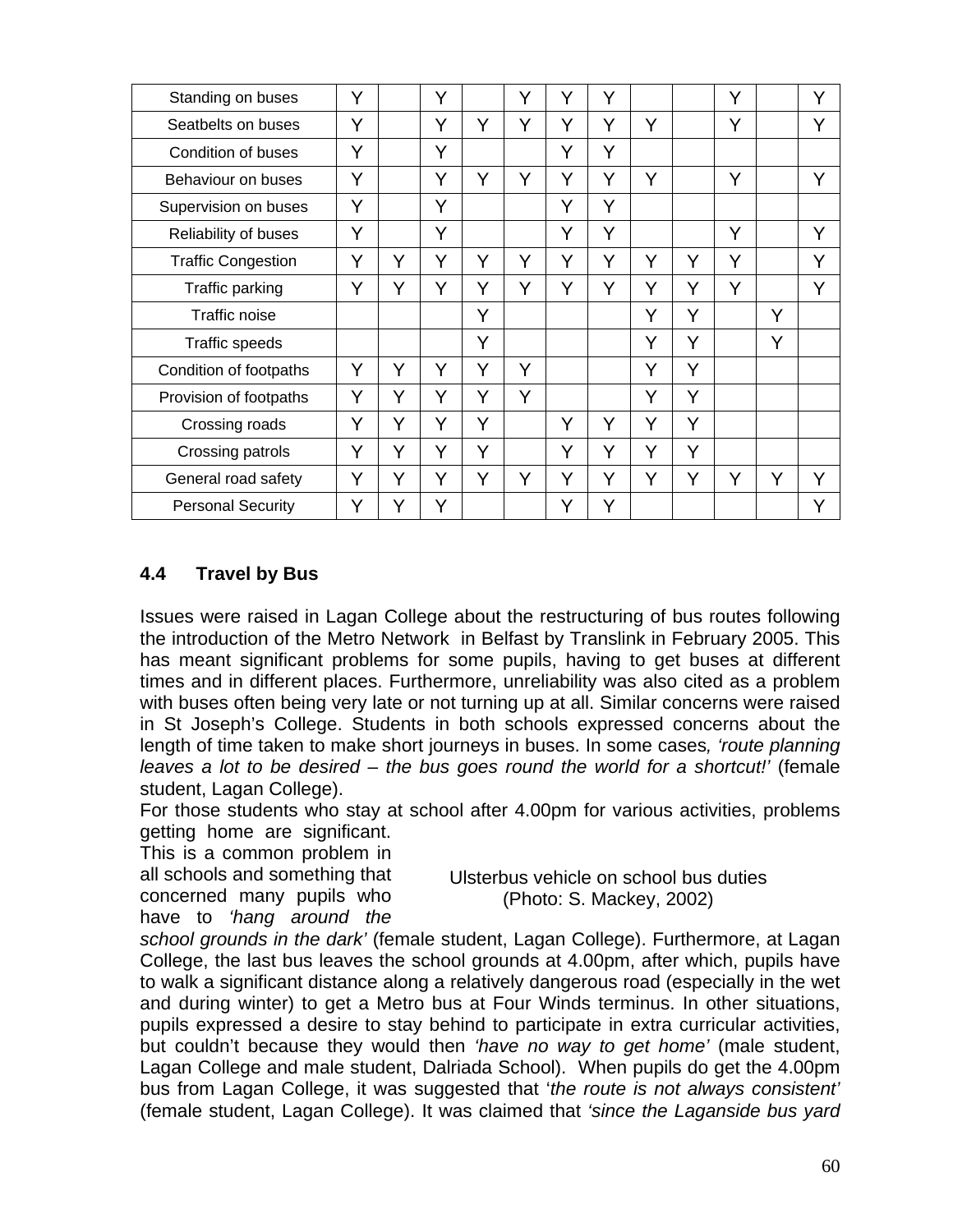| | | | | | | | | | | | | |
|---|---|---|---|---|---|---|---|---|---|---|---|---|
| Standing on buses | Y | | Y | | Y | Y | Y | | | Y | | Y |
| Seatbelts on buses | Y | | Y | Y | Y | Y | Y | Y | | Y | | Y |
| Condition of buses | Y | | Y | | | Y | Y | | | | | |
| Behaviour on buses | Y | | Y | Y | Y | Y | Y | Y | | Y | | Y |
| Supervision on buses | Y | | Y | | | Y | Y | | | | | |
| Reliability of buses | Y | | Y | | | Y | Y | | | Y | | Y |
| Traffic Congestion | Y | Y | Y | Y | Y | Y | Y | Y | Y | Y | | Y |
| Traffic parking | Y | Y | Y | Y | Y | Y | Y | Y | Y | Y | | Y |
| Traffic noise | | | | Y | | | | Y | Y | | Y | |
| Traffic speeds | | | | Y | | | | Y | Y | | Y | |
| Condition of footpaths | Y | Y | Y | Y | Y | | | Y | Y | | | |
| Provision of footpaths | Y | Y | Y | Y | Y | | | Y | Y | | | |
| Crossing roads | Y | Y | Y | Y | | Y | Y | Y | Y | | | |
| Crossing patrols | Y | Y | Y | Y | | Y | Y | Y | Y | | | |
| General road safety | Y | Y | Y | Y | Y | Y | Y | Y | Y | Y | Y | Y |
| Personal Security | Y | Y | Y | | | Y | Y | | | | | Y |

## 4.4 Travel by Bus

Issues were raised in Lagan College about the restructuring of bus routes following the introduction of the Metro Network in Belfast by Translink in February 2005. This has meant significant problems for some pupils, having to get buses at different times and in different places. Furthermore, unreliability was also cited as a problem with buses often being very late or not turning up at all. Similar concerns were raised in St Joseph's College. Students in both schools expressed concerns about the length of time taken to make short journeys in buses. In some cases, *'route planning leaves a lot to be desired – the bus goes round the world for a shortcut!'* (female student, Lagan College).

For those students who stay at school after 4.00pm for various activities, problems getting home are significant. This is a common problem in all schools and something that concerned many pupils who have to *'hang around the school grounds in the dark'* (female student, Lagan College). Furthermore, at Lagan College, the last bus leaves the school grounds at 4.00pm, after which, pupils have to walk a significant distance along a relatively dangerous road (especially in the wet and during winter) to get a Metro bus at Four Winds terminus. In other situations, pupils expressed a desire to stay behind to participate in extra curricular activities, but couldn't because they would then *'have no way to get home'* (male student, Lagan College and male student, Dalriada School). When pupils do get the 4.00pm bus from Lagan College, it was suggested that '*the route is not always consistent'* (female student, Lagan College). It was claimed that *'since the Laganside bus yard*

Ulsterbus vehicle on school bus duties (Photo: S. Mackey, 2002)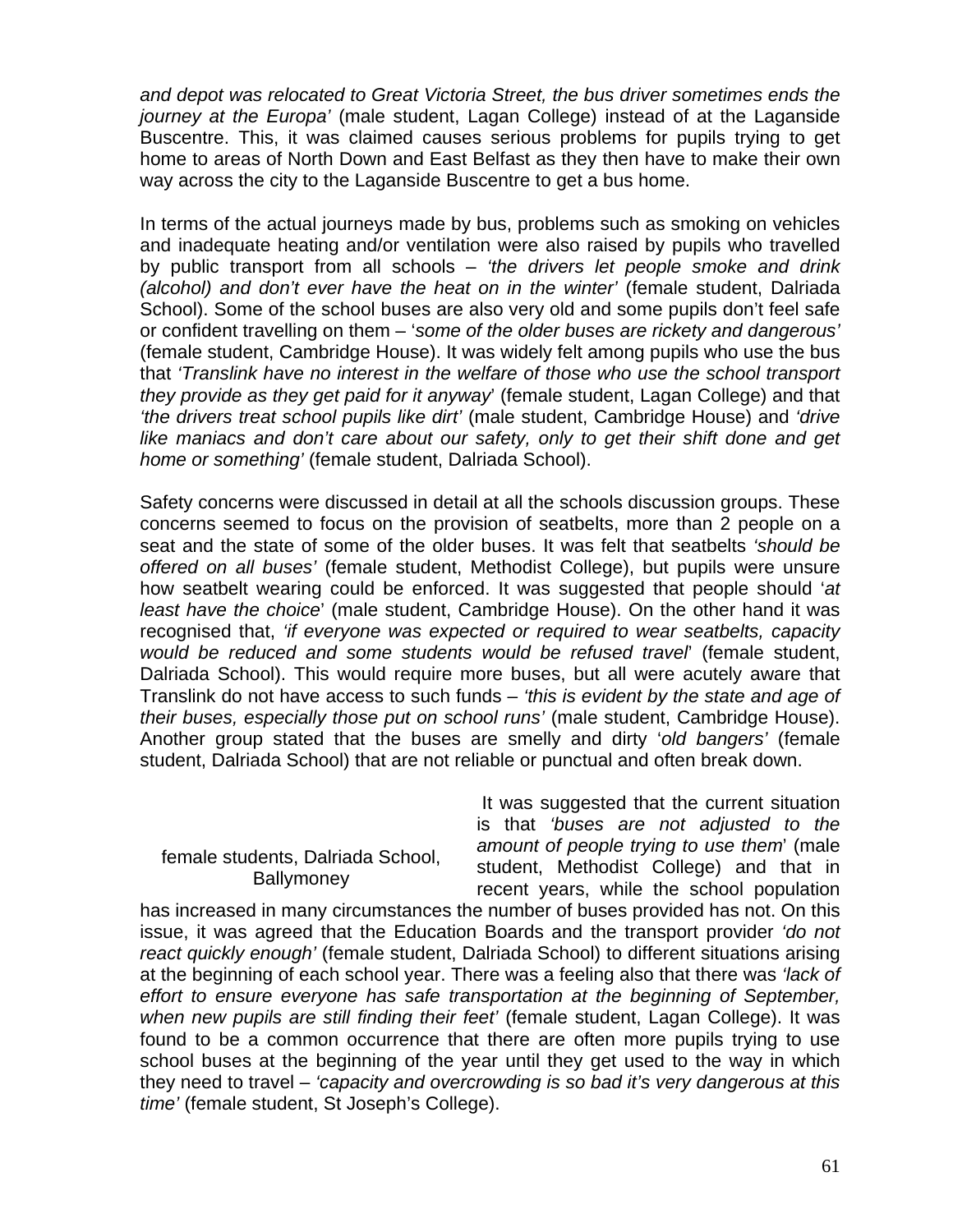*and depot was relocated to Great Victoria Street, the bus driver sometimes ends the journey at the Europa'* (male student, Lagan College) instead of at the Laganside Buscentre. This, it was claimed causes serious problems for pupils trying to get home to areas of North Down and East Belfast as they then have to make their own way across the city to the Laganside Buscentre to get a bus home.

In terms of the actual journeys made by bus, problems such as smoking on vehicles and inadequate heating and/or ventilation were also raised by pupils who travelled by public transport from all schools – *'the drivers let people smoke and drink (alcohol) and don't ever have the heat on in the winter'* (female student, Dalriada School). Some of the school buses are also very old and some pupils don't feel safe or confident travelling on them – '*some of the older buses are rickety and dangerous'* (female student, Cambridge House). It was widely felt among pupils who use the bus that *'Translink have no interest in the welfare of those who use the school transport they provide as they get paid for it anyway*' (female student, Lagan College) and that *'the drivers treat school pupils like dirt'* (male student, Cambridge House) and *'drive like maniacs and don't care about our safety, only to get their shift done and get home or something'* (female student, Dalriada School).

Safety concerns were discussed in detail at all the schools discussion groups. These concerns seemed to focus on the provision of seatbelts, more than 2 people on a seat and the state of some of the older buses. It was felt that seatbelts *'should be offered on all buses'* (female student, Methodist College), but pupils were unsure how seatbelt wearing could be enforced. It was suggested that people should '*at least have the choice*' (male student, Cambridge House). On the other hand it was recognised that, *'if everyone was expected or required to wear seatbelts, capacity would be reduced and some students would be refused travel*' (female student, Dalriada School). This would require more buses, but all were acutely aware that Translink do not have access to such funds – *'this is evident by the state and age of their buses, especially those put on school runs'* (male student, Cambridge House). Another group stated that the buses are smelly and dirty '*old bangers'* (female student, Dalriada School) that are not reliable or punctual and often break down.

female students, Dalriada School, Ballymoney

It was suggested that the current situation is that *'buses are not adjusted to the amount of people trying to use them*' (male student, Methodist College) and that in recent years, while the school population has increased in many circumstances the number of buses provided has not. On this issue, it was agreed that the Education Boards and the transport provider *'do not react quickly enough'* (female student, Dalriada School) to different situations arising at the beginning of each school year. There was a feeling also that there was *'lack of effort to ensure everyone has safe transportation at the beginning of September, when new pupils are still finding their feet'* (female student, Lagan College). It was found to be a common occurrence that there are often more pupils trying to use school buses at the beginning of the year until they get used to the way in which they need to travel – *'capacity and overcrowding is so bad it's very dangerous at this time'* (female student, St Joseph's College).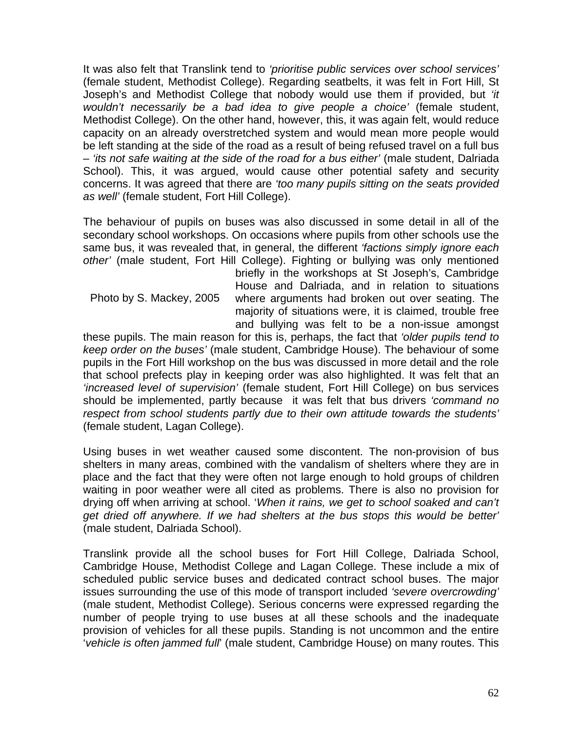It was also felt that Translink tend to *'prioritise public services over school services'* (female student, Methodist College). Regarding seatbelts, it was felt in Fort Hill, St Joseph's and Methodist College that nobody would use them if provided, but *'it wouldn't necessarily be a bad idea to give people a choice'* (female student, Methodist College). On the other hand, however, this, it was again felt, would reduce capacity on an already overstretched system and would mean more people would be left standing at the side of the road as a result of being refused travel on a full bus – *'its not safe waiting at the side of the road for a bus either'* (male student, Dalriada School). This, it was argued, would cause other potential safety and security concerns. It was agreed that there are *'too many pupils sitting on the seats provided as well'* (female student, Fort Hill College).

The behaviour of pupils on buses was also discussed in some detail in all of the secondary school workshops. On occasions where pupils from other schools use the same bus, it was revealed that, in general, the different *'factions simply ignore each other'* (male student, Fort Hill College). Fighting or bullying was only mentioned briefly in the workshops at St Joseph's, Cambridge House and Dalriada, and in relation to situations where arguments had broken out over seating. The majority of situations were, it is claimed, trouble free and bullying was felt to be a non-issue amongst these pupils. The main reason for this is, perhaps, the fact that *'older pupils tend to keep order on the buses'* (male student, Cambridge House). The behaviour of some pupils in the Fort Hill workshop on the bus was discussed in more detail and the role that school prefects play in keeping order was also highlighted. It was felt that an *'increased level of supervision'* (female student, Fort Hill College) on bus services should be implemented, partly because it was felt that bus drivers *'command no respect from school students partly due to their own attitude towards the students'* (female student, Lagan College).

Photo by S. Mackey, 2005

Using buses in wet weather caused some discontent. The non-provision of bus shelters in many areas, combined with the vandalism of shelters where they are in place and the fact that they were often not large enough to hold groups of children waiting in poor weather were all cited as problems. There is also no provision for drying off when arriving at school. '*When it rains, we get to school soaked and can't get dried off anywhere. If we had shelters at the bus stops this would be better'* (male student, Dalriada School).

Translink provide all the school buses for Fort Hill College, Dalriada School, Cambridge House, Methodist College and Lagan College. These include a mix of scheduled public service buses and dedicated contract school buses. The major issues surrounding the use of this mode of transport included *'severe overcrowding'* (male student, Methodist College). Serious concerns were expressed regarding the number of people trying to use buses at all these schools and the inadequate provision of vehicles for all these pupils. Standing is not uncommon and the entire '*vehicle is often jammed full*' (male student, Cambridge House) on many routes. This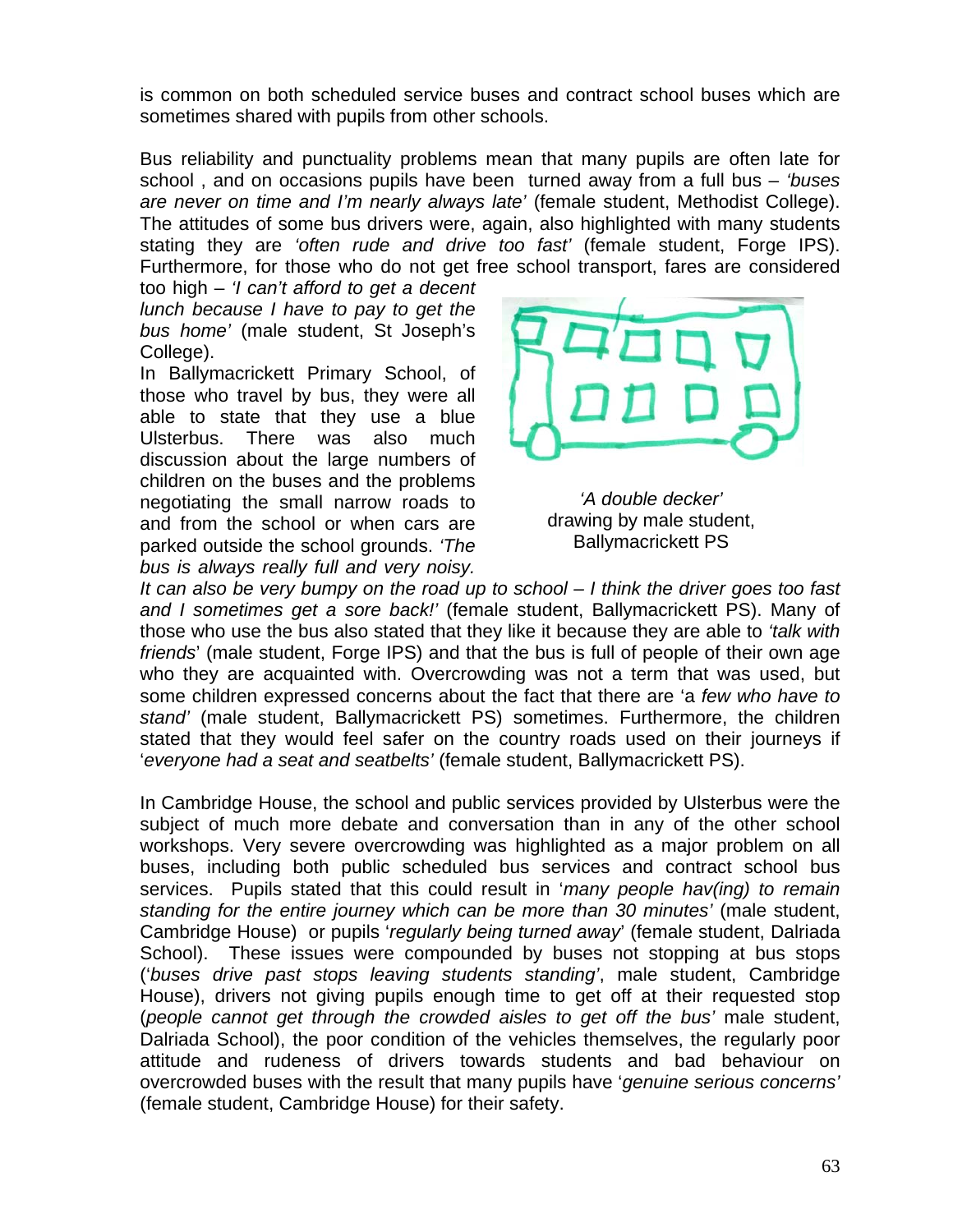is common on both scheduled service buses and contract school buses which are sometimes shared with pupils from other schools.

Bus reliability and punctuality problems mean that many pupils are often late for school , and on occasions pupils have been turned away from a full bus – *'buses are never on time and I'm nearly always late'* (female student, Methodist College). The attitudes of some bus drivers were, again, also highlighted with many students stating they are *'often rude and drive too fast'* (female student, Forge IPS). Furthermore, for those who do not get free school transport, fares are considered too high – *'I can't afford to get a decent lunch because I have to pay to get the bus home'* (male student, St Joseph's College).

In Ballymacrickett Primary School, of those who travel by bus, they were all able to state that they use a blue Ulsterbus. There was also much discussion about the large numbers of children on the buses and the problems negotiating the small narrow roads to and from the school or when cars are parked outside the school grounds. *'The bus is always really full and very noisy. It can also be very bumpy on the road up to school – I think the driver goes too fast and I sometimes get a sore back!'* (female student, Ballymacrickett PS). Many of those who use the bus also stated that they like it because they are able to *'talk with friends*' (male student, Forge IPS) and that the bus is full of people of their own age who they are acquainted with. Overcrowding was not a term that was used, but some children expressed concerns about the fact that there are 'a *few who have to stand'* (male student, Ballymacrickett PS) sometimes. Furthermore, the children stated that they would feel safer on the country roads used on their journeys if '*everyone had a seat and seatbelts'* (female student, Ballymacrickett PS).

*'A double decker'* drawing by male student, Ballymacrickett PS

In Cambridge House, the school and public services provided by Ulsterbus were the subject of much more debate and conversation than in any of the other school workshops. Very severe overcrowding was highlighted as a major problem on all buses, including both public scheduled bus services and contract school bus services. Pupils stated that this could result in '*many people hav(ing) to remain standing for the entire journey which can be more than 30 minutes'* (male student, Cambridge House) or pupils '*regularly being turned away*' (female student, Dalriada School). These issues were compounded by buses not stopping at bus stops ('*buses drive past stops leaving students standing'*, male student, Cambridge House), drivers not giving pupils enough time to get off at their requested stop (*people cannot get through the crowded aisles to get off the bus'* male student, Dalriada School), the poor condition of the vehicles themselves, the regularly poor attitude and rudeness of drivers towards students and bad behaviour on overcrowded buses with the result that many pupils have '*genuine serious concerns'* (female student, Cambridge House) for their safety.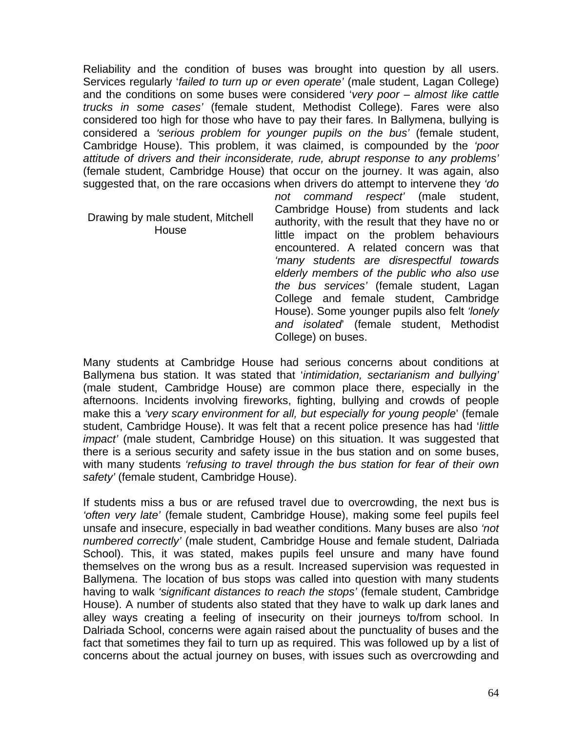Reliability and the condition of buses was brought into question by all users. Services regularly '*failed to turn up or even operate'* (male student, Lagan College) and the conditions on some buses were considered '*very poor – almost like cattle trucks in some cases'* (female student, Methodist College). Fares were also considered too high for those who have to pay their fares. In Ballymena, bullying is considered a *'serious problem for younger pupils on the bus'* (female student, Cambridge House). This problem, it was claimed, is compounded by the *'poor attitude of drivers and their inconsiderate, rude, abrupt response to any problems'* (female student, Cambridge House) that occur on the journey. It was again, also suggested that, on the rare occasions when drivers do attempt to intervene they *'do not command respect'* (male student, Cambridge House) from students and lack authority, with the result that they have no or little impact on the problem behaviours encountered. A related concern was that *'many students are disrespectful towards elderly members of the public who also use the bus services'* (female student, Lagan College and female student, Cambridge House). Some younger pupils also felt *'lonely and isolated*' (female student, Methodist College) on buses.

Drawing by male student, Mitchell House

Many students at Cambridge House had serious concerns about conditions at Ballymena bus station. It was stated that '*intimidation, sectarianism and bullying'* (male student, Cambridge House) are common place there, especially in the afternoons. Incidents involving fireworks, fighting, bullying and crowds of people make this a *'very scary environment for all, but especially for young people*' (female student, Cambridge House). It was felt that a recent police presence has had '*little impact'* (male student, Cambridge House) on this situation. It was suggested that there is a serious security and safety issue in the bus station and on some buses, with many students *'refusing to travel through the bus station for fear of their own safety'* (female student, Cambridge House).

If students miss a bus or are refused travel due to overcrowding, the next bus is *'often very late'* (female student, Cambridge House), making some feel pupils feel unsafe and insecure, especially in bad weather conditions. Many buses are also *'not numbered correctly'* (male student, Cambridge House and female student, Dalriada School). This, it was stated, makes pupils feel unsure and many have found themselves on the wrong bus as a result. Increased supervision was requested in Ballymena. The location of bus stops was called into question with many students having to walk *'significant distances to reach the stops'* (female student, Cambridge House). A number of students also stated that they have to walk up dark lanes and alley ways creating a feeling of insecurity on their journeys to/from school. In Dalriada School, concerns were again raised about the punctuality of buses and the fact that sometimes they fail to turn up as required. This was followed up by a list of concerns about the actual journey on buses, with issues such as overcrowding and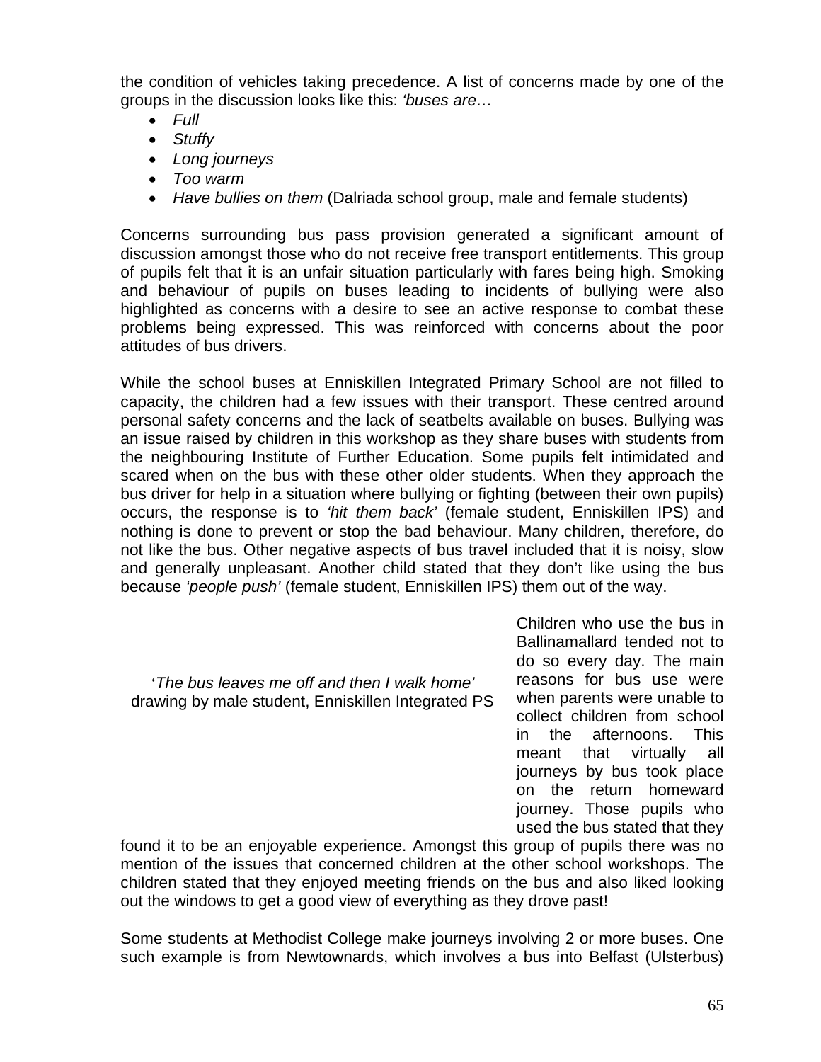the condition of vehicles taking precedence. A list of concerns made by one of the groups in the discussion looks like this: *'buses are…*

- *Full*
- *Stuffy*
- *Long journeys*
- *Too warm*
- *Have bullies on them* (Dalriada school group, male and female students)

Concerns surrounding bus pass provision generated a significant amount of discussion amongst those who do not receive free transport entitlements. This group of pupils felt that it is an unfair situation particularly with fares being high. Smoking and behaviour of pupils on buses leading to incidents of bullying were also highlighted as concerns with a desire to see an active response to combat these problems being expressed. This was reinforced with concerns about the poor attitudes of bus drivers.

While the school buses at Enniskillen Integrated Primary School are not filled to capacity, the children had a few issues with their transport. These centred around personal safety concerns and the lack of seatbelts available on buses. Bullying was an issue raised by children in this workshop as they share buses with students from the neighbouring Institute of Further Education. Some pupils felt intimidated and scared when on the bus with these other older students. When they approach the bus driver for help in a situation where bullying or fighting (between their own pupils) occurs, the response is to *'hit them back'* (female student, Enniskillen IPS) and nothing is done to prevent or stop the bad behaviour. Many children, therefore, do not like the bus. Other negative aspects of bus travel included that it is noisy, slow and generally unpleasant. Another child stated that they don't like using the bus because *'people push'* (female student, Enniskillen IPS) them out of the way.

*'The bus leaves me off and then I walk home'* drawing by male student, Enniskillen Integrated PS

Children who use the bus in Ballinamallard tended not to do so every day. The main reasons for bus use were when parents were unable to collect children from school in the afternoons. This meant that virtually all journeys by bus took place on the return homeward journey. Those pupils who used the bus stated that they found it to be an enjoyable experience. Amongst this group of pupils there was no mention of the issues that concerned children at the other school workshops. The children stated that they enjoyed meeting friends on the bus and also liked looking out the windows to get a good view of everything as they drove past!

Some students at Methodist College make journeys involving 2 or more buses. One such example is from Newtownards, which involves a bus into Belfast (Ulsterbus)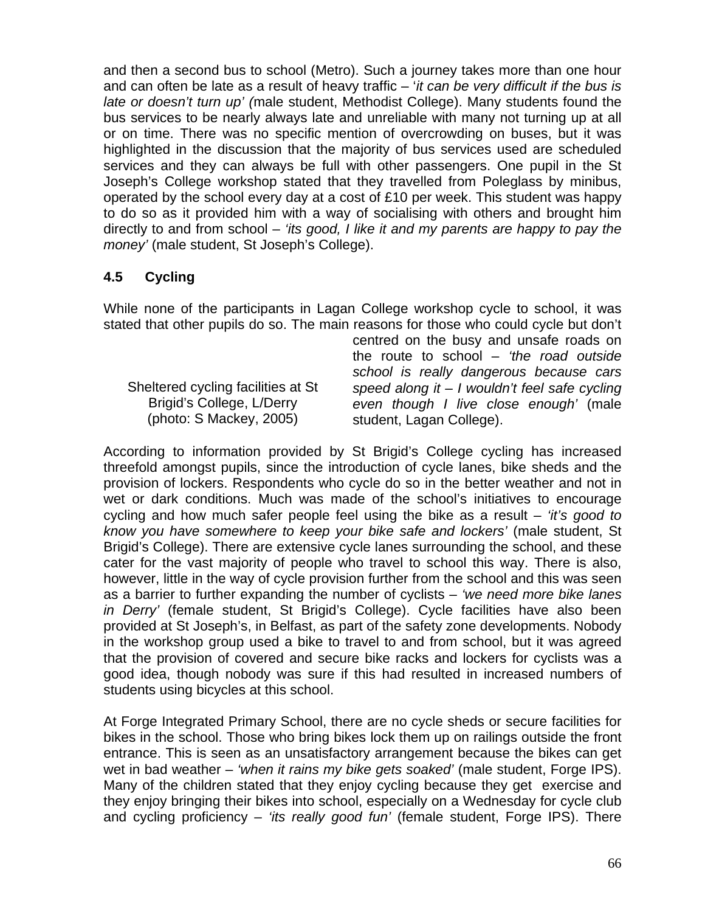and then a second bus to school (Metro). Such a journey takes more than one hour and can often be late as a result of heavy traffic – '*it can be very difficult if the bus is late or doesn't turn up' (*male student, Methodist College). Many students found the bus services to be nearly always late and unreliable with many not turning up at all or on time. There was no specific mention of overcrowding on buses, but it was highlighted in the discussion that the majority of bus services used are scheduled services and they can always be full with other passengers. One pupil in the St Joseph's College workshop stated that they travelled from Poleglass by minibus, operated by the school every day at a cost of £10 per week. This student was happy to do so as it provided him with a way of socialising with others and brought him directly to and from school – *'its good, I like it and my parents are happy to pay the money'* (male student, St Joseph's College).

## 4.5 Cycling

While none of the participants in Lagan College workshop cycle to school, it was stated that other pupils do so. The main reasons for those who could cycle but don't centred on the busy and unsafe roads on the route to school – *'the road outside school is really dangerous because cars speed along it – I wouldn't feel safe cycling even though I live close enough'* (male student, Lagan College).

Sheltered cycling facilities at St Brigid's College, L/Derry (photo: S Mackey, 2005)

According to information provided by St Brigid's College cycling has increased threefold amongst pupils, since the introduction of cycle lanes, bike sheds and the provision of lockers. Respondents who cycle do so in the better weather and not in wet or dark conditions. Much was made of the school's initiatives to encourage cycling and how much safer people feel using the bike as a result – *'it's good to know you have somewhere to keep your bike safe and lockers'* (male student, St Brigid's College). There are extensive cycle lanes surrounding the school, and these cater for the vast majority of people who travel to school this way. There is also, however, little in the way of cycle provision further from the school and this was seen as a barrier to further expanding the number of cyclists – *'we need more bike lanes in Derry'* (female student, St Brigid's College). Cycle facilities have also been provided at St Joseph's, in Belfast, as part of the safety zone developments. Nobody in the workshop group used a bike to travel to and from school, but it was agreed that the provision of covered and secure bike racks and lockers for cyclists was a good idea, though nobody was sure if this had resulted in increased numbers of students using bicycles at this school.

At Forge Integrated Primary School, there are no cycle sheds or secure facilities for bikes in the school. Those who bring bikes lock them up on railings outside the front entrance. This is seen as an unsatisfactory arrangement because the bikes can get wet in bad weather – *'when it rains my bike gets soaked'* (male student, Forge IPS). Many of the children stated that they enjoy cycling because they get exercise and they enjoy bringing their bikes into school, especially on a Wednesday for cycle club and cycling proficiency – *'its really good fun'* (female student, Forge IPS). There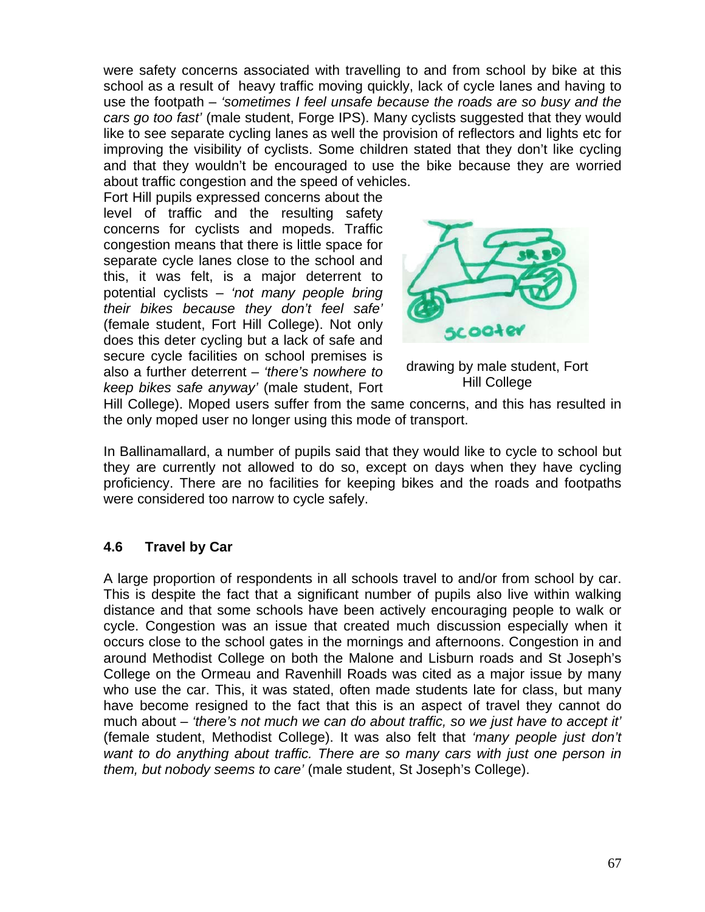were safety concerns associated with travelling to and from school by bike at this school as a result of heavy traffic moving quickly, lack of cycle lanes and having to use the footpath – *'sometimes I feel unsafe because the roads are so busy and the cars go too fast'* (male student, Forge IPS). Many cyclists suggested that they would like to see separate cycling lanes as well the provision of reflectors and lights etc for improving the visibility of cyclists. Some children stated that they don't like cycling and that they wouldn't be encouraged to use the bike because they are worried about traffic congestion and the speed of vehicles.

Fort Hill pupils expressed concerns about the level of traffic and the resulting safety concerns for cyclists and mopeds. Traffic congestion means that there is little space for separate cycle lanes close to the school and this, it was felt, is a major deterrent to potential cyclists – *'not many people bring their bikes because they don't feel safe'* (female student, Fort Hill College). Not only does this deter cycling but a lack of safe and secure cycle facilities on school premises is also a further deterrent – *'there's nowhere to keep bikes safe anyway'* (male student, Fort Hill College). Moped users suffer from the same concerns, and this has resulted in the only moped user no longer using this mode of transport.

drawing by male student, Fort Hill College

In Ballinamallard, a number of pupils said that they would like to cycle to school but they are currently not allowed to do so, except on days when they have cycling proficiency. There are no facilities for keeping bikes and the roads and footpaths were considered too narrow to cycle safely.

### 4.6 Travel by Car

A large proportion of respondents in all schools travel to and/or from school by car. This is despite the fact that a significant number of pupils also live within walking distance and that some schools have been actively encouraging people to walk or cycle. Congestion was an issue that created much discussion especially when it occurs close to the school gates in the mornings and afternoons. Congestion in and around Methodist College on both the Malone and Lisburn roads and St Joseph's College on the Ormeau and Ravenhill Roads was cited as a major issue by many who use the car. This, it was stated, often made students late for class, but many have become resigned to the fact that this is an aspect of travel they cannot do much about – *'there's not much we can do about traffic, so we just have to accept it'* (female student, Methodist College). It was also felt that *'many people just don't want to do anything about traffic. There are so many cars with just one person in them, but nobody seems to care'* (male student, St Joseph's College).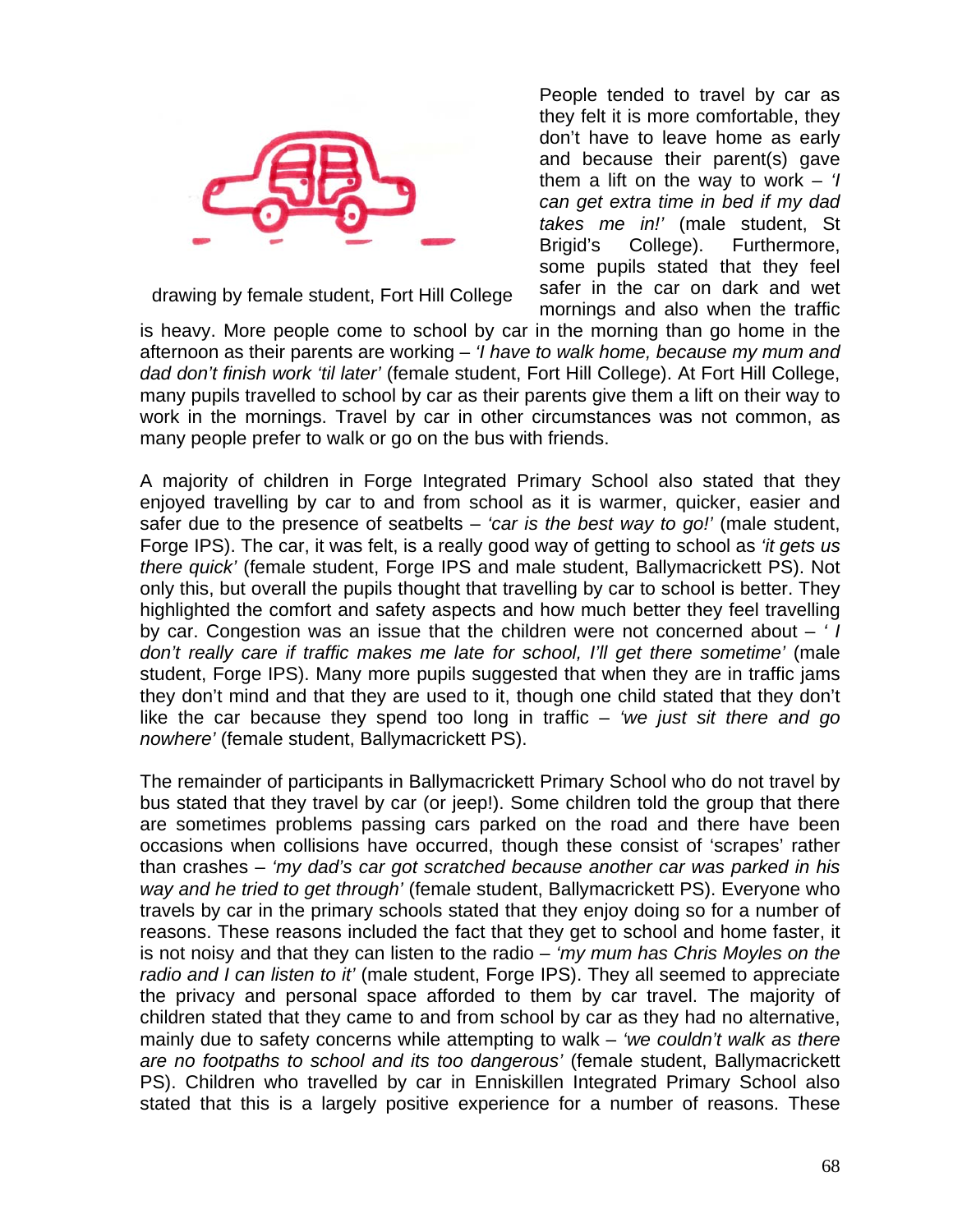drawing by female student, Fort Hill College

People tended to travel by car as they felt it is more comfortable, they don't have to leave home as early and because their parent(s) gave them a lift on the way to work – *'I can get extra time in bed if my dad takes me in!'* (male student, St Brigid's College). Furthermore, some pupils stated that they feel safer in the car on dark and wet mornings and also when the traffic is heavy. More people come to school by car in the morning than go home in the afternoon as their parents are working – *'I have to walk home, because my mum and dad don't finish work 'til later'* (female student, Fort Hill College). At Fort Hill College, many pupils travelled to school by car as their parents give them a lift on their way to work in the mornings. Travel by car in other circumstances was not common, as many people prefer to walk or go on the bus with friends.

A majority of children in Forge Integrated Primary School also stated that they enjoyed travelling by car to and from school as it is warmer, quicker, easier and safer due to the presence of seatbelts – *'car is the best way to go!'* (male student, Forge IPS). The car, it was felt, is a really good way of getting to school as *'it gets us there quick'* (female student, Forge IPS and male student, Ballymacrickett PS). Not only this, but overall the pupils thought that travelling by car to school is better. They highlighted the comfort and safety aspects and how much better they feel travelling by car. Congestion was an issue that the children were not concerned about – *' I don't really care if traffic makes me late for school, I'll get there sometime'* (male student, Forge IPS). Many more pupils suggested that when they are in traffic jams they don't mind and that they are used to it, though one child stated that they don't like the car because they spend too long in traffic – *'we just sit there and go nowhere'* (female student, Ballymacrickett PS).

The remainder of participants in Ballymacrickett Primary School who do not travel by bus stated that they travel by car (or jeep!). Some children told the group that there are sometimes problems passing cars parked on the road and there have been occasions when collisions have occurred, though these consist of 'scrapes' rather than crashes – *'my dad's car got scratched because another car was parked in his way and he tried to get through'* (female student, Ballymacrickett PS). Everyone who travels by car in the primary schools stated that they enjoy doing so for a number of reasons. These reasons included the fact that they get to school and home faster, it is not noisy and that they can listen to the radio – *'my mum has Chris Moyles on the radio and I can listen to it'* (male student, Forge IPS). They all seemed to appreciate the privacy and personal space afforded to them by car travel. The majority of children stated that they came to and from school by car as they had no alternative, mainly due to safety concerns while attempting to walk – *'we couldn't walk as there are no footpaths to school and its too dangerous'* (female student, Ballymacrickett PS). Children who travelled by car in Enniskillen Integrated Primary School also stated that this is a largely positive experience for a number of reasons. These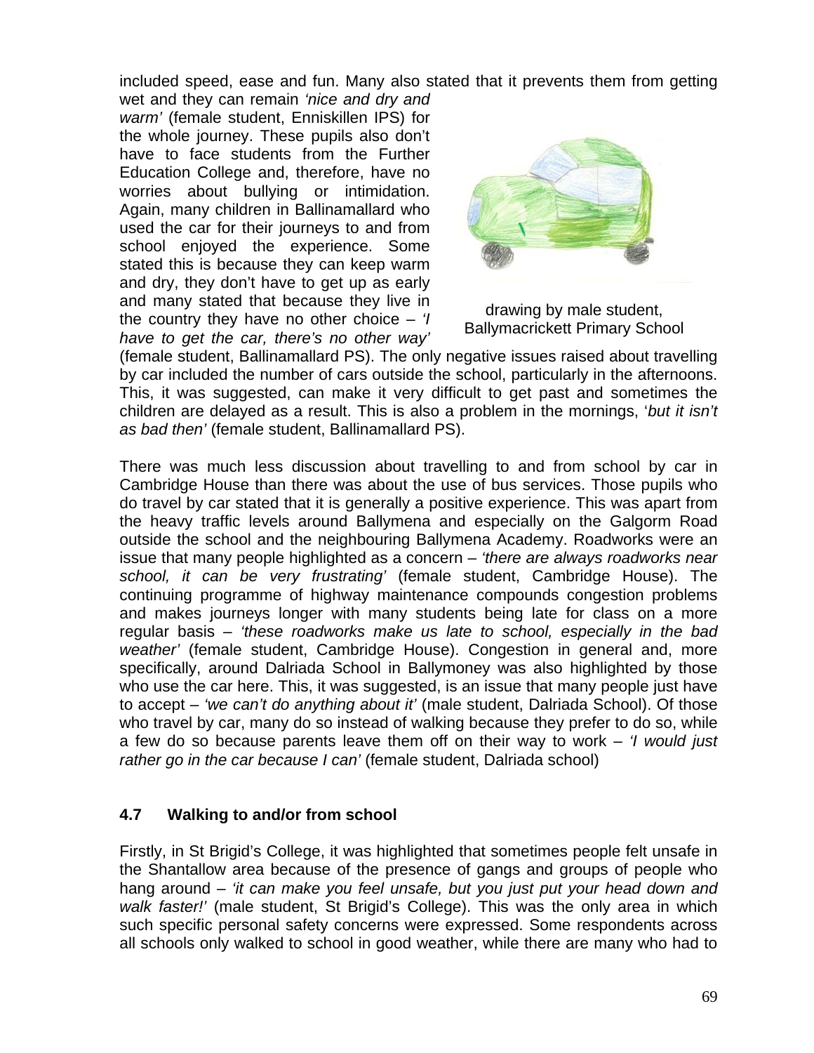included speed, ease and fun. Many also stated that it prevents them from getting wet and they can remain *'nice and dry and warm'* (female student, Enniskillen IPS) for the whole journey. These pupils also don't have to face students from the Further Education College and, therefore, have no worries about bullying or intimidation. Again, many children in Ballinamallard who used the car for their journeys to and from school enjoyed the experience. Some stated this is because they can keep warm and dry, they don't have to get up as early and many stated that because they live in the country they have no other choice – *'I have to get the car, there's no other way'* (female student, Ballinamallard PS). The only negative issues raised about travelling by car included the number of cars outside the school, particularly in the afternoons. This, it was suggested, can make it very difficult to get past and sometimes the children are delayed as a result. This is also a problem in the mornings, '*but it isn't as bad then'* (female student, Ballinamallard PS).

drawing by male student, Ballymacrickett Primary School

There was much less discussion about travelling to and from school by car in Cambridge House than there was about the use of bus services. Those pupils who do travel by car stated that it is generally a positive experience. This was apart from the heavy traffic levels around Ballymena and especially on the Galgorm Road outside the school and the neighbouring Ballymena Academy. Roadworks were an issue that many people highlighted as a concern – *'there are always roadworks near school, it can be very frustrating'* (female student, Cambridge House). The continuing programme of highway maintenance compounds congestion problems and makes journeys longer with many students being late for class on a more regular basis – *'these roadworks make us late to school, especially in the bad weather'* (female student, Cambridge House). Congestion in general and, more specifically, around Dalriada School in Ballymoney was also highlighted by those who use the car here. This, it was suggested, is an issue that many people just have to accept – *'we can't do anything about it'* (male student, Dalriada School). Of those who travel by car, many do so instead of walking because they prefer to do so, while a few do so because parents leave them off on their way to work – *'I would just rather go in the car because I can'* (female student, Dalriada school)

### 4.7 Walking to and/or from school

Firstly, in St Brigid's College, it was highlighted that sometimes people felt unsafe in the Shantallow area because of the presence of gangs and groups of people who hang around – *'it can make you feel unsafe, but you just put your head down and walk faster!'* (male student, St Brigid's College). This was the only area in which such specific personal safety concerns were expressed. Some respondents across all schools only walked to school in good weather, while there are many who had to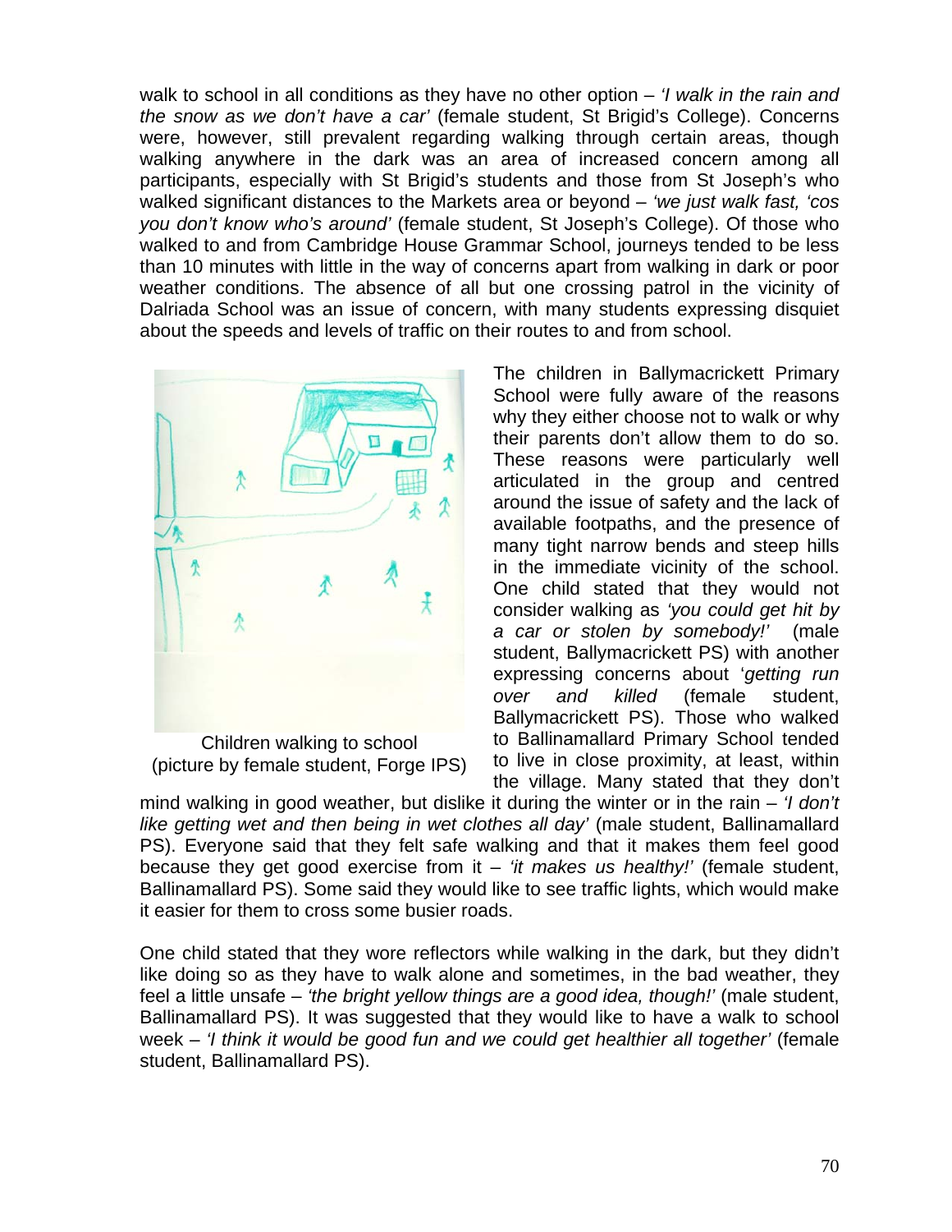walk to school in all conditions as they have no other option – *'I walk in the rain and the snow as we don't have a car'* (female student, St Brigid's College). Concerns were, however, still prevalent regarding walking through certain areas, though walking anywhere in the dark was an area of increased concern among all participants, especially with St Brigid's students and those from St Joseph's who walked significant distances to the Markets area or beyond – *'we just walk fast, 'cos you don't know who's around'* (female student, St Joseph's College). Of those who walked to and from Cambridge House Grammar School, journeys tended to be less than 10 minutes with little in the way of concerns apart from walking in dark or poor weather conditions. The absence of all but one crossing patrol in the vicinity of Dalriada School was an issue of concern, with many students expressing disquiet about the speeds and levels of traffic on their routes to and from school.

Children walking to school
(picture by female student, Forge IPS)

The children in Ballymacrickett Primary School were fully aware of the reasons why they either choose not to walk or why their parents don't allow them to do so. These reasons were particularly well articulated in the group and centred around the issue of safety and the lack of available footpaths, and the presence of many tight narrow bends and steep hills in the immediate vicinity of the school. One child stated that they would not consider walking as *'you could get hit by a car or stolen by somebody!'* (male student, Ballymacrickett PS) with another expressing concerns about '*getting run over and killed* (female student, Ballymacrickett PS). Those who walked to Ballinamallard Primary School tended to live in close proximity, at least, within the village. Many stated that they don't mind walking in good weather, but dislike it during the winter or in the rain – *'I don't like getting wet and then being in wet clothes all day'* (male student, Ballinamallard PS). Everyone said that they felt safe walking and that it makes them feel good because they get good exercise from it – *'it makes us healthy!'* (female student, Ballinamallard PS). Some said they would like to see traffic lights, which would make it easier for them to cross some busier roads.

One child stated that they wore reflectors while walking in the dark, but they didn't like doing so as they have to walk alone and sometimes, in the bad weather, they feel a little unsafe – *'the bright yellow things are a good idea, though!'* (male student, Ballinamallard PS). It was suggested that they would like to have a walk to school week – *'I think it would be good fun and we could get healthier all together'* (female student, Ballinamallard PS).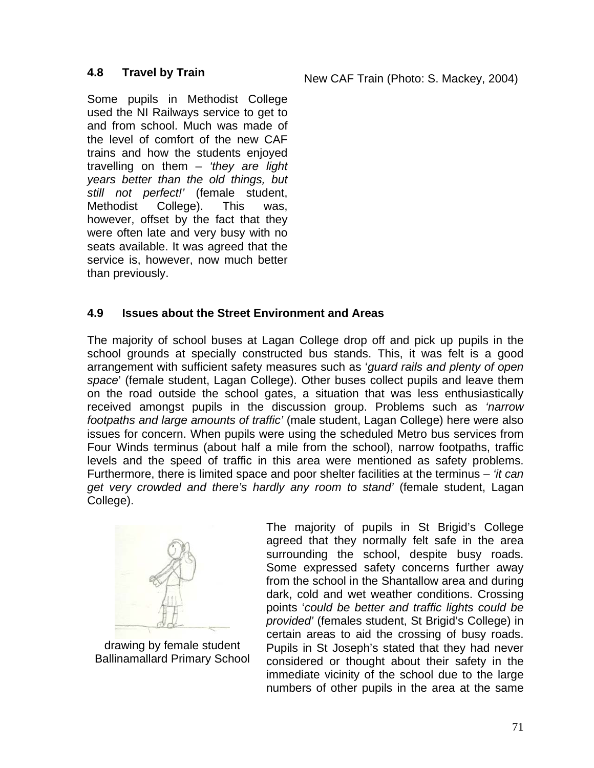### 4.8 Travel by Train

New CAF Train (Photo: S. Mackey, 2004)

Some pupils in Methodist College used the NI Railways service to get to and from school. Much was made of the level of comfort of the new CAF trains and how the students enjoyed travelling on them – *'they are light years better than the old things, but still not perfect!'* (female student, Methodist College). This was, however, offset by the fact that they were often late and very busy with no seats available. It was agreed that the service is, however, now much better than previously.

### 4.9 Issues about the Street Environment and Areas

The majority of school buses at Lagan College drop off and pick up pupils in the school grounds at specially constructed bus stands. This, it was felt is a good arrangement with sufficient safety measures such as '*guard rails and plenty of open space*' (female student, Lagan College). Other buses collect pupils and leave them on the road outside the school gates, a situation that was less enthusiastically received amongst pupils in the discussion group. Problems such as *'narrow footpaths and large amounts of traffic'* (male student, Lagan College) here were also issues for concern. When pupils were using the scheduled Metro bus services from Four Winds terminus (about half a mile from the school), narrow footpaths, traffic levels and the speed of traffic in this area were mentioned as safety problems. Furthermore, there is limited space and poor shelter facilities at the terminus – *'it can get very crowded and there's hardly any room to stand'* (female student, Lagan College).

drawing by female student Ballinamallard Primary School

The majority of pupils in St Brigid's College agreed that they normally felt safe in the area surrounding the school, despite busy roads. Some expressed safety concerns further away from the school in the Shantallow area and during dark, cold and wet weather conditions. Crossing points '*could be better and traffic lights could be provided'* (females student, St Brigid's College) in certain areas to aid the crossing of busy roads. Pupils in St Joseph's stated that they had never considered or thought about their safety in the immediate vicinity of the school due to the large numbers of other pupils in the area at the same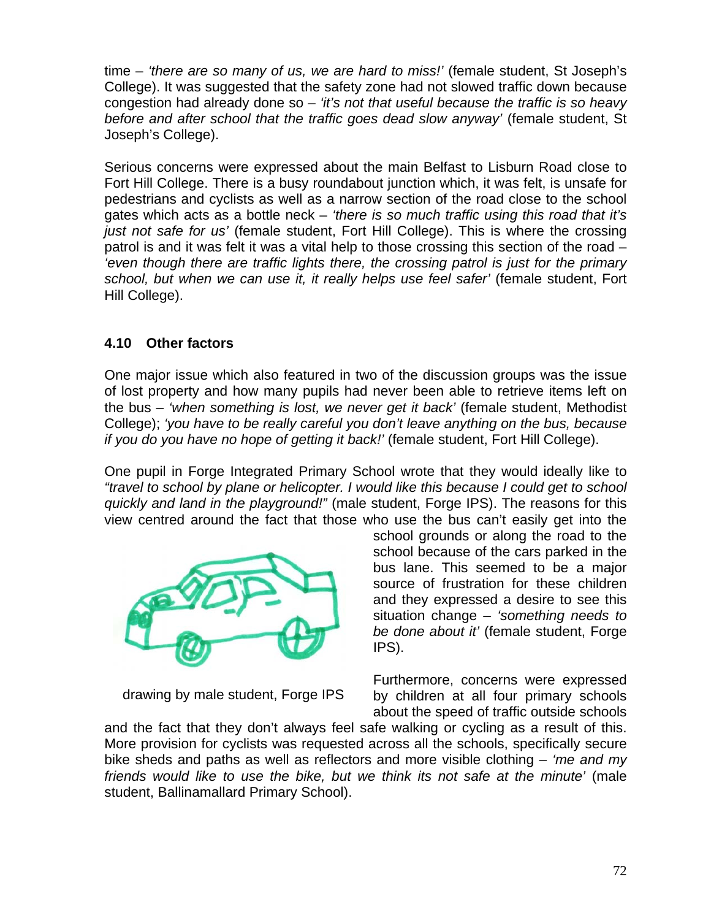time – *'there are so many of us, we are hard to miss!'* (female student, St Joseph's College). It was suggested that the safety zone had not slowed traffic down because congestion had already done so – *'it's not that useful because the traffic is so heavy before and after school that the traffic goes dead slow anyway'* (female student, St Joseph's College).

Serious concerns were expressed about the main Belfast to Lisburn Road close to Fort Hill College. There is a busy roundabout junction which, it was felt, is unsafe for pedestrians and cyclists as well as a narrow section of the road close to the school gates which acts as a bottle neck – *'there is so much traffic using this road that it's just not safe for us'* (female student, Fort Hill College). This is where the crossing patrol is and it was felt it was a vital help to those crossing this section of the road – *'even though there are traffic lights there, the crossing patrol is just for the primary school, but when we can use it, it really helps use feel safer'* (female student, Fort Hill College).

### 4.10 Other factors

One major issue which also featured in two of the discussion groups was the issue of lost property and how many pupils had never been able to retrieve items left on the bus – *'when something is lost, we never get it back'* (female student, Methodist College); *'you have to be really careful you don't leave anything on the bus, because if you do you have no hope of getting it back!'* (female student, Fort Hill College).

One pupil in Forge Integrated Primary School wrote that they would ideally like to *"travel to school by plane or helicopter. I would like this because I could get to school quickly and land in the playground!"* (male student, Forge IPS). The reasons for this view centred around the fact that those who use the bus can't easily get into the school grounds or along the road to the school because of the cars parked in the bus lane. This seemed to be a major source of frustration for these children and they expressed a desire to see this situation change – *'something needs to be done about it'* (female student, Forge IPS).

drawing by male student, Forge IPS

Furthermore, concerns were expressed by children at all four primary schools about the speed of traffic outside schools and the fact that they don't always feel safe walking or cycling as a result of this. More provision for cyclists was requested across all the schools, specifically secure bike sheds and paths as well as reflectors and more visible clothing – *'me and my friends would like to use the bike, but we think its not safe at the minute'* (male student, Ballinamallard Primary School).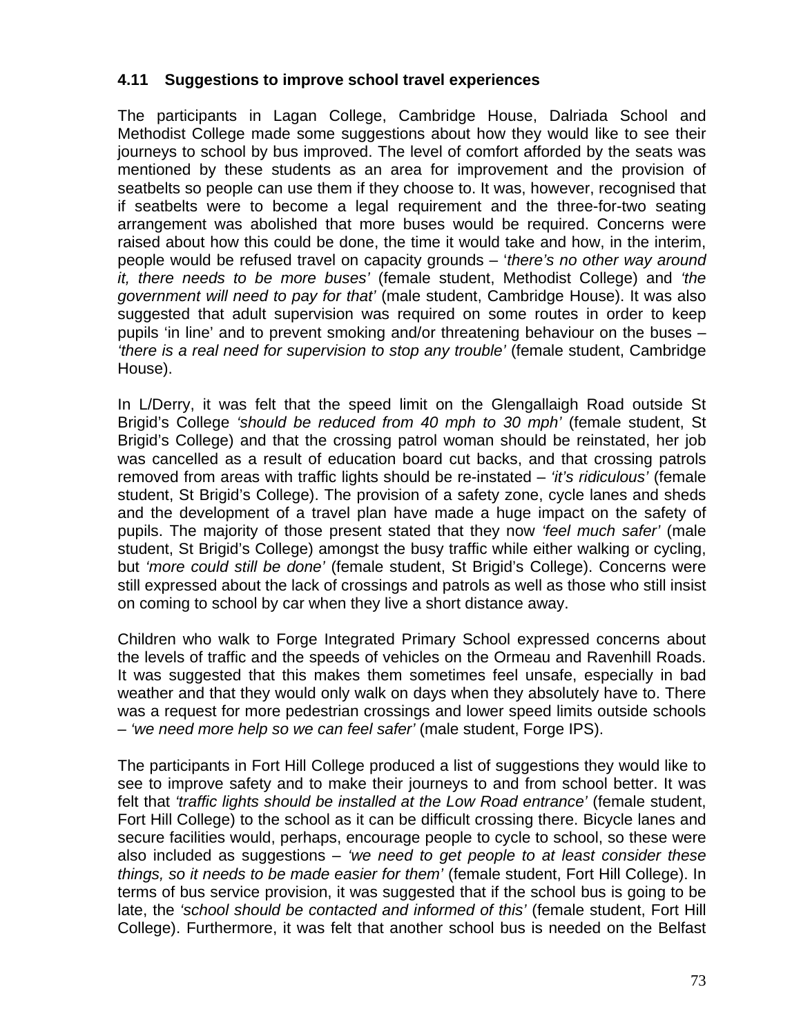### 4.11 Suggestions to improve school travel experiences

The participants in Lagan College, Cambridge House, Dalriada School and Methodist College made some suggestions about how they would like to see their journeys to school by bus improved. The level of comfort afforded by the seats was mentioned by these students as an area for improvement and the provision of seatbelts so people can use them if they choose to. It was, however, recognised that if seatbelts were to become a legal requirement and the three-for-two seating arrangement was abolished that more buses would be required. Concerns were raised about how this could be done, the time it would take and how, in the interim, people would be refused travel on capacity grounds – '*there's no other way around it, there needs to be more buses'* (female student, Methodist College) and *'the government will need to pay for that'* (male student, Cambridge House). It was also suggested that adult supervision was required on some routes in order to keep pupils 'in line' and to prevent smoking and/or threatening behaviour on the buses – *'there is a real need for supervision to stop any trouble'* (female student, Cambridge House).

In L/Derry, it was felt that the speed limit on the Glengallaigh Road outside St Brigid's College *'should be reduced from 40 mph to 30 mph'* (female student, St Brigid's College) and that the crossing patrol woman should be reinstated, her job was cancelled as a result of education board cut backs, and that crossing patrols removed from areas with traffic lights should be re-instated – *'it's ridiculous'* (female student, St Brigid's College). The provision of a safety zone, cycle lanes and sheds and the development of a travel plan have made a huge impact on the safety of pupils. The majority of those present stated that they now *'feel much safer'* (male student, St Brigid's College) amongst the busy traffic while either walking or cycling, but *'more could still be done'* (female student, St Brigid's College). Concerns were still expressed about the lack of crossings and patrols as well as those who still insist on coming to school by car when they live a short distance away.

Children who walk to Forge Integrated Primary School expressed concerns about the levels of traffic and the speeds of vehicles on the Ormeau and Ravenhill Roads. It was suggested that this makes them sometimes feel unsafe, especially in bad weather and that they would only walk on days when they absolutely have to. There was a request for more pedestrian crossings and lower speed limits outside schools – *'we need more help so we can feel safer'* (male student, Forge IPS).

The participants in Fort Hill College produced a list of suggestions they would like to see to improve safety and to make their journeys to and from school better. It was felt that *'traffic lights should be installed at the Low Road entrance'* (female student, Fort Hill College) to the school as it can be difficult crossing there. Bicycle lanes and secure facilities would, perhaps, encourage people to cycle to school, so these were also included as suggestions – *'we need to get people to at least consider these things, so it needs to be made easier for them'* (female student, Fort Hill College). In terms of bus service provision, it was suggested that if the school bus is going to be late, the *'school should be contacted and informed of this'* (female student, Fort Hill College). Furthermore, it was felt that another school bus is needed on the Belfast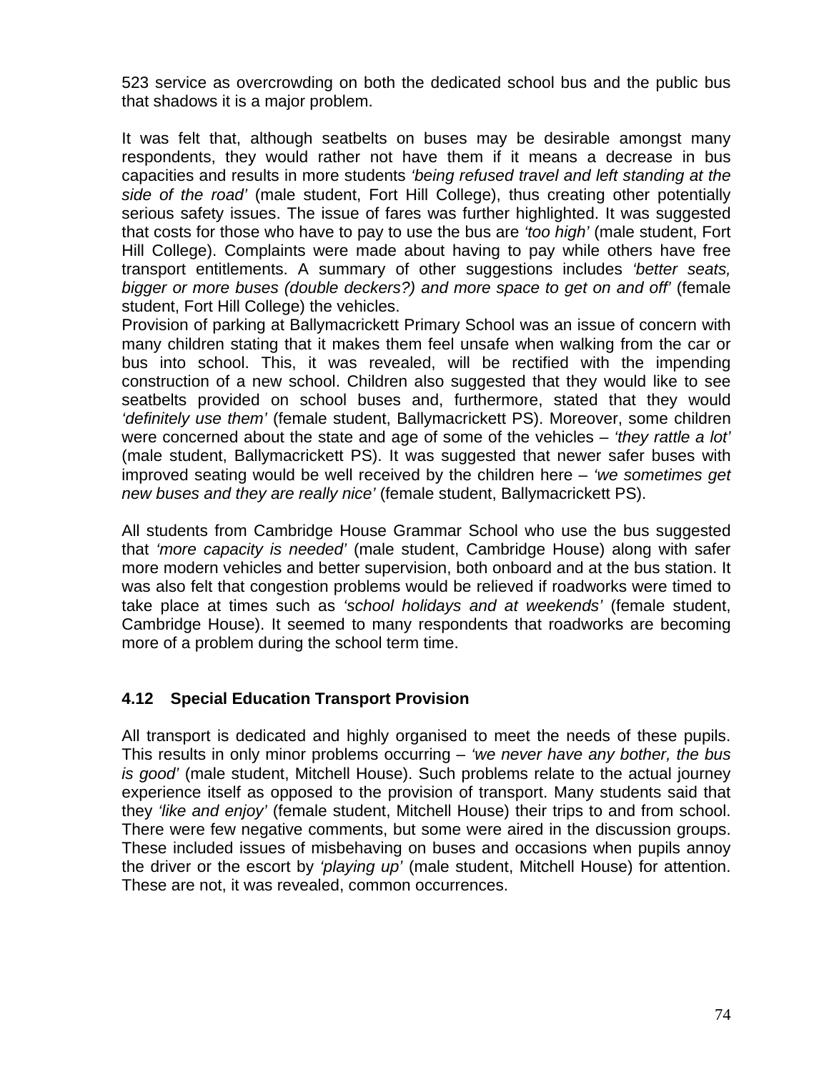523 service as overcrowding on both the dedicated school bus and the public bus that shadows it is a major problem.

It was felt that, although seatbelts on buses may be desirable amongst many respondents, they would rather not have them if it means a decrease in bus capacities and results in more students *'being refused travel and left standing at the side of the road'* (male student, Fort Hill College), thus creating other potentially serious safety issues. The issue of fares was further highlighted. It was suggested that costs for those who have to pay to use the bus are *'too high'* (male student, Fort Hill College). Complaints were made about having to pay while others have free transport entitlements. A summary of other suggestions includes *'better seats, bigger or more buses (double deckers?) and more space to get on and off'* (female student, Fort Hill College) the vehicles.
Provision of parking at Ballymacrickett Primary School was an issue of concern with many children stating that it makes them feel unsafe when walking from the car or bus into school. This, it was revealed, will be rectified with the impending construction of a new school. Children also suggested that they would like to see seatbelts provided on school buses and, furthermore, stated that they would *'definitely use them'* (female student, Ballymacrickett PS). Moreover, some children were concerned about the state and age of some of the vehicles – *'they rattle a lot'* (male student, Ballymacrickett PS). It was suggested that newer safer buses with improved seating would be well received by the children here – *'we sometimes get new buses and they are really nice'* (female student, Ballymacrickett PS).

All students from Cambridge House Grammar School who use the bus suggested that *'more capacity is needed'* (male student, Cambridge House) along with safer more modern vehicles and better supervision, both onboard and at the bus station. It was also felt that congestion problems would be relieved if roadworks were timed to take place at times such as *'school holidays and at weekends'* (female student, Cambridge House). It seemed to many respondents that roadworks are becoming more of a problem during the school term time.

### 4.12 Special Education Transport Provision

All transport is dedicated and highly organised to meet the needs of these pupils. This results in only minor problems occurring – *'we never have any bother, the bus is good'* (male student, Mitchell House). Such problems relate to the actual journey experience itself as opposed to the provision of transport. Many students said that they *'like and enjoy'* (female student, Mitchell House) their trips to and from school. There were few negative comments, but some were aired in the discussion groups. These included issues of misbehaving on buses and occasions when pupils annoy the driver or the escort by *'playing up'* (male student, Mitchell House) for attention. These are not, it was revealed, common occurrences.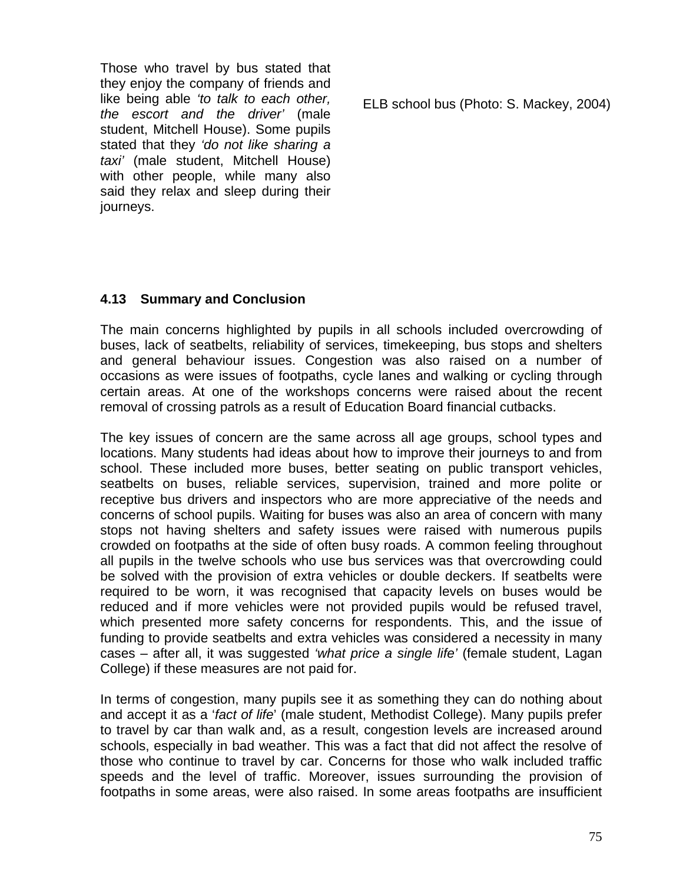Those who travel by bus stated that they enjoy the company of friends and like being able *'to talk to each other, the escort and the driver'* (male student, Mitchell House). Some pupils stated that they *'do not like sharing a taxi'* (male student, Mitchell House) with other people, while many also said they relax and sleep during their journeys.

ELB school bus (Photo: S. Mackey, 2004)

### 4.13 Summary and Conclusion

The main concerns highlighted by pupils in all schools included overcrowding of buses, lack of seatbelts, reliability of services, timekeeping, bus stops and shelters and general behaviour issues. Congestion was also raised on a number of occasions as were issues of footpaths, cycle lanes and walking or cycling through certain areas. At one of the workshops concerns were raised about the recent removal of crossing patrols as a result of Education Board financial cutbacks.

The key issues of concern are the same across all age groups, school types and locations. Many students had ideas about how to improve their journeys to and from school. These included more buses, better seating on public transport vehicles, seatbelts on buses, reliable services, supervision, trained and more polite or receptive bus drivers and inspectors who are more appreciative of the needs and concerns of school pupils. Waiting for buses was also an area of concern with many stops not having shelters and safety issues were raised with numerous pupils crowded on footpaths at the side of often busy roads. A common feeling throughout all pupils in the twelve schools who use bus services was that overcrowding could be solved with the provision of extra vehicles or double deckers. If seatbelts were required to be worn, it was recognised that capacity levels on buses would be reduced and if more vehicles were not provided pupils would be refused travel, which presented more safety concerns for respondents. This, and the issue of funding to provide seatbelts and extra vehicles was considered a necessity in many cases – after all, it was suggested *'what price a single life'* (female student, Lagan College) if these measures are not paid for.

In terms of congestion, many pupils see it as something they can do nothing about and accept it as a '*fact of life*' (male student, Methodist College). Many pupils prefer to travel by car than walk and, as a result, congestion levels are increased around schools, especially in bad weather. This was a fact that did not affect the resolve of those who continue to travel by car. Concerns for those who walk included traffic speeds and the level of traffic. Moreover, issues surrounding the provision of footpaths in some areas, were also raised. In some areas footpaths are insufficient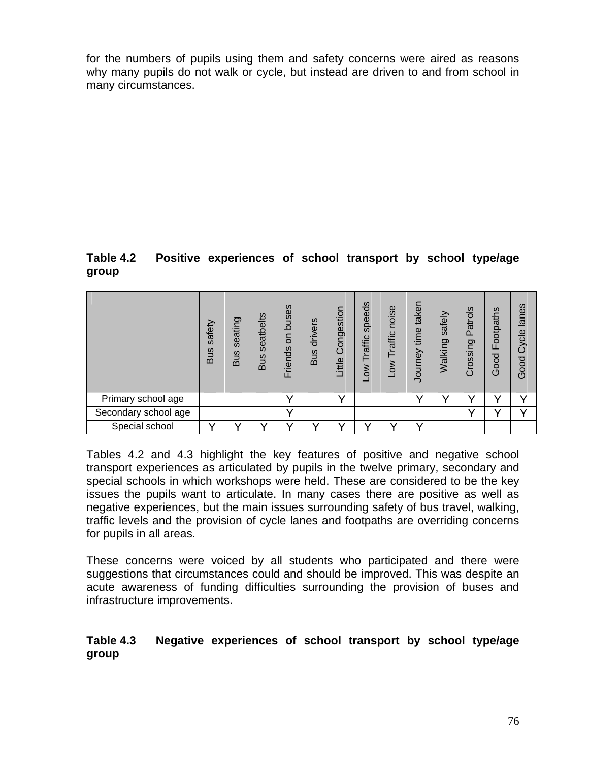for the numbers of pupils using them and safety concerns were aired as reasons why many pupils do not walk or cycle, but instead are driven to and from school in many circumstances.

**Table 4.2 Positive experiences of school transport by school type/age group**

| | Bus safety | Bus seating | Bus seatbelts | Friends on buses | Bus drivers | Little Congestion | Low Traffic speeds | Low Traffic noise | Journey time taken | Walking safely | Crossing Patrols | Good Footpaths | Good Cycle lanes |
|---|---|---|---|---|---|---|---|---|---|---|---|---|---|
| Primary school age | | | | Y | | Y | | | Y | Y | Y | Y | Y |
| Secondary school age | | | | Y | | | | | | | Y | Y | Y |
| Special school | Y | Y | Y | Y | Y | Y | Y | Y | Y | | | | |

Tables 4.2 and 4.3 highlight the key features of positive and negative school transport experiences as articulated by pupils in the twelve primary, secondary and special schools in which workshops were held. These are considered to be the key issues the pupils want to articulate. In many cases there are positive as well as negative experiences, but the main issues surrounding safety of bus travel, walking, traffic levels and the provision of cycle lanes and footpaths are overriding concerns for pupils in all areas.

These concerns were voiced by all students who participated and there were suggestions that circumstances could and should be improved. This was despite an acute awareness of funding difficulties surrounding the provision of buses and infrastructure improvements.

**Table 4.3 Negative experiences of school transport by school type/age group**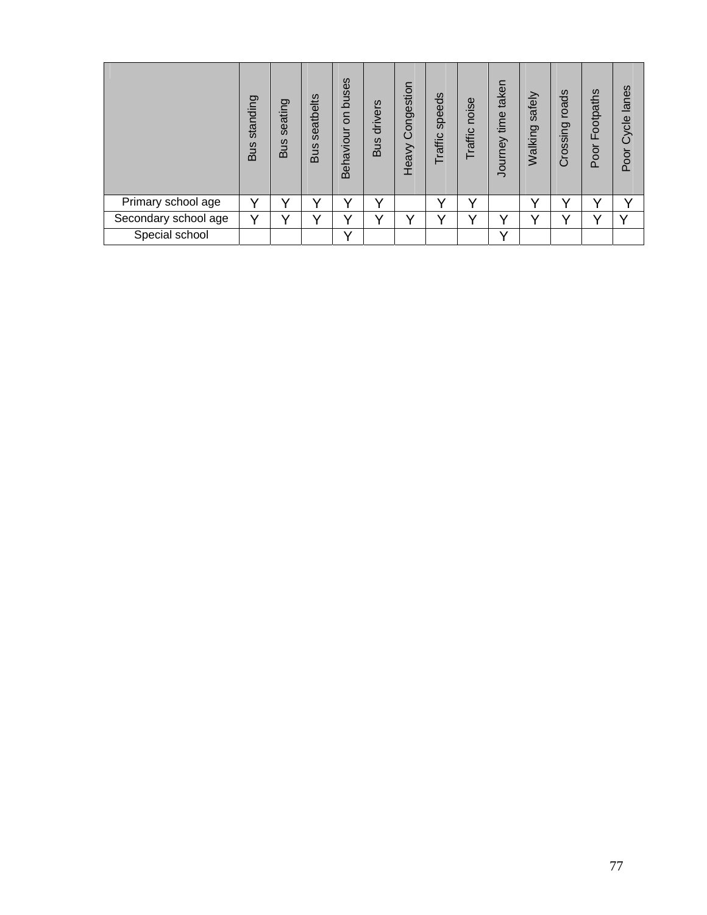| | Bus standing | Bus seating | Bus seatbelts | Behaviour on buses | Bus drivers | Heavy Congestion | Traffic speeds | Traffic noise | Journey time taken | Walking safely | Crossing roads | Poor Footpaths | Poor Cycle lanes |
|---|---|---|---|---|---|---|---|---|---|---|---|---|---|
| Primary school age | Y | Y | Y | Y | Y | | Y | Y | | Y | Y | Y | Y |
| Secondary school age | Y | Y | Y | Y | Y | Y | Y | Y | Y | Y | Y | Y | Y |
| Special school | | | | Y | | | | | Y | | | | |